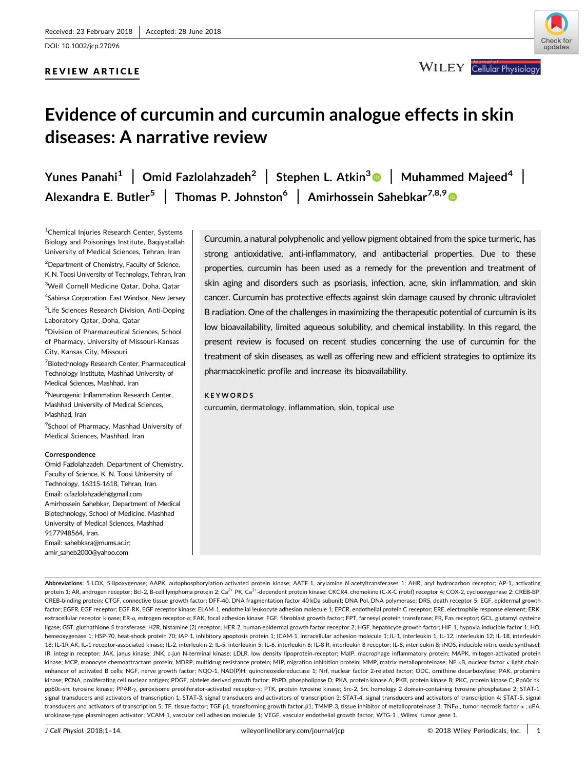Received: 23 February 2018 | Accepted: 28 June 2018

DOI: 10.1002/jcp.27096

**REVIEW ARTICLE**

# Evidence of curcumin and curcumin analogue effects in skin diseases: A narrative review

Yunes Panahi[1] | Omid Fazlolahzadeh[2] | Stephen L. Atkin[3] | Muhammed Majeed[4] | Alexandra E. Butler[5] | Thomas P. Johnston[6] | Amirhossein Sahebkar[7,8,9]

[1]Chemical Injuries Research Center, Systems Biology and Poisonings Institute, Baqiyatallah University of Medical Sciences, Tehran, Iran

[2]Department of Chemistry, Faculty of Science, K. N. Toosi University of Technology, Tehran, Iran

[3]Weill Cornell Medicine Qatar, Doha, Qatar

[4]Sabinsa Corporation, East Windsor, New Jersey

[5]Life Sciences Research Division, Anti-Doping Laboratory Qatar, Doha, Qatar

[6]Division of Pharmaceutical Sciences, School of Pharmacy, University of Missouri-Kansas City, Kansas City, Missouri

[7]Biotechnology Research Center, Pharmaceutical Technology Institute, Mashhad University of Medical Sciences, Mashhad, Iran

[8]Neurogenic Inflammation Research Center, Mashhad University of Medical Sciences, Mashhad, Iran

[9]School of Pharmacy, Mashhad University of Medical Sciences, Mashhad, Iran

**Correspondence**

Omid Fazlolahzadeh, Department of Chemistry, Faculty of Science, K. N. Toosi University of Technology, 16315-1618, Tehran, Iran.
Email: o.fazlolahzadeh@gmail.com

Amirhossein Sahebkar, Department of Medical Biotechnology, School of Medicine, Mashhad University of Medical Sciences, Mashhad 9177948564, Iran.
Email: sahebkara@mums.ac.ir; amir_saheb2000@yahoo.com

Curcumin, a natural polyphenolic and yellow pigment obtained from the spice turmeric, has strong antioxidative, anti-inflammatory, and antibacterial properties. Due to these properties, curcumin has been used as a remedy for the prevention and treatment of skin aging and disorders such as psoriasis, infection, acne, skin inflammation, and skin cancer. Curcumin has protective effects against skin damage caused by chronic ultraviolet B radiation. One of the challenges in maximizing the therapeutic potential of curcumin is its low bioavailability, limited aqueous solubility, and chemical instability. In this regard, the present review is focused on recent studies concerning the use of curcumin for the treatment of skin diseases, as well as offering new and efficient strategies to optimize its pharmacokinetic profile and increase its bioavailability.

**KEYWORDS**

curcumin, dermatology, inflammation, skin, topical use

**Abbreviations:** 5-LOX, 5-lipoxygenase; AAPK, autophosphorylation-activated protein kinase; AATF-1, arylamine *N*-acetyltransferases 1; AHR, aryl hydrocarbon receptor; AP-1, activating protein 1; AR, androgen receptor; Bcl-2, B-cell lymphoma protein 2; $Ca^{2+}$ PK, $Ca^{2+}$-dependent protein kinase; CKCR4, chemokine (C-X-C motif) receptor 4; COX-2, cyclooxygenase 2; CREB-BP, CREB-binding protein; CTGF, connective tissue growth factor; DFF-40, DNA fragmentation factor 40 kDa subunit; DNA Pol, DNA polymerase; DR5, death receptor 5; EGF, epidermal growth factor; EGFR, EGF receptor; EGF-RK, EGF receptor kinase; ELAM-1, endothelial leukocyte adhesion molecule 1; EPCR, endothelial protein C receptor; ERE, electrophile response element; ERK, extracellular receptor kinase; ER-α, estrogen receptor-α; FAK, focal adhesion kinase; FGF, fibroblast growth factor; FPT, farnesyl protein transferase; FR, Fas receptor; GCL, glutamyl cysteine ligase; GST, gluthathione-*S*-transferase; H2R, histamine (2) receptor; HER-2, human epidermal growth factor receptor 2; HGF, hepatocyte growth factor; HIF-1, hypoxia-inducible factor 1; HO, hemeoxygenase 1; HSP-70, heat-shock protein 70; IAP-1, inhibitory apoptosis protein 1; ICAM-1, intracellular adhesion molecule 1; IL-1, interleukin 1; IL-12, interleukin 12; IL-18, interleukin 18; IL-1R AK, IL-1 receptor-associated kinase; IL-2, interleukin 2; IL-5, interleukin 5; IL-6, interleukin 6; IL-8 R, interleukin 8 receptor; IL-8, interleukin 8; iNOS, inducible nitric oxide synthesel; IR, integrin receptor; JAK, janus kinase; JNK, c-jun N-terminal kinase; LDLR, low density lipoprotein-receptor; MaIP, macrophage inflammatory protein; MAPK, mitogen-activated protein kinase; MCP, monocyte chemoattractant protein; MDRP, multidrug resistance protein; MIP, migration inhibition protein; MMP, matrix metalloproteinase; NF-κB, nuclear factor κ-light-chain-enhancer of activated B cells; NGF, nerve growth factor; NQO-1, NAD(P)H: quinoneoxidoreductase 1; Nrf, nuclear factor 2-related factor; ODC, ornithine decarboxylase; PAK, protamine kinase; PCNA, proliferating cell nuclear antigen; PDGF, platelet-derived growth factor; PhPD, phospholipase D; PKA, protein kinase A; PKB, protein kinase B; PKC, prorein kinase C; Pp60c-tk, pp60c-src tyrosine kinase; PPAR-γ, peroxisome preoliferator-activated receptor-γ; PTK, protein tyrosine kinase; Src-2, Src homology 2 domain-containing tyrosine phosphatase 2; STAT-1, signal transducers and activators of transcription 1; STAT-3, signal transducers and activators of transcription 3; STAT-4, signal transducers and activators of transcription 4; STAT-5, signal transducers and activators of transcription 5; TF, tissue factor; TGF-β1, transforming growth factor-β1; TMMP-3, tissue inhibitor of metalloproteinase 3; TNFα , tumor necrosis factor α ; uPA, urokinase-type plasminogen activator; VCAM-1, vascular cell adhesion molecule 1; VEGF, vascular endothelial growth factor; WTG-1 , Wilms' tumor gene 1.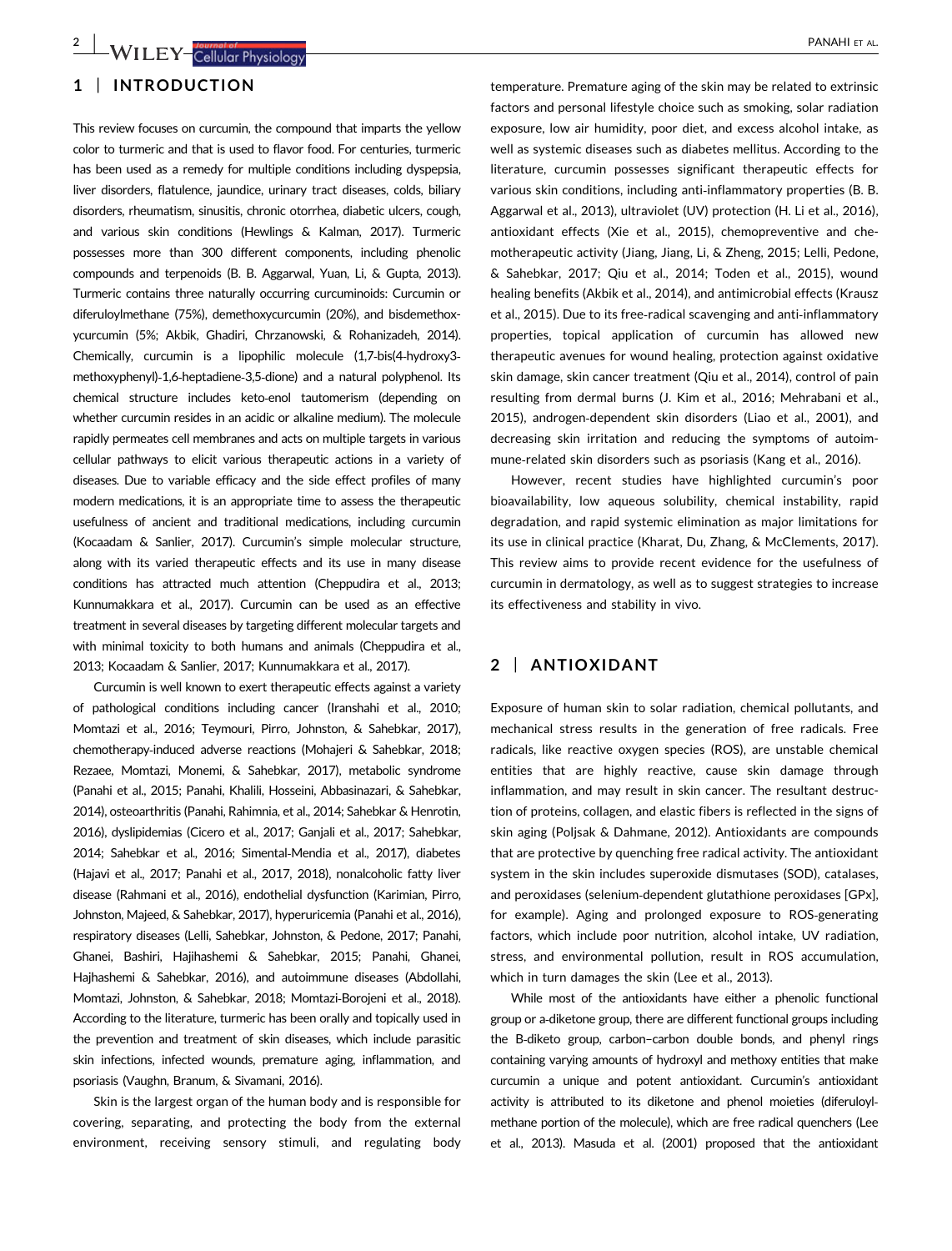## 1 | INTRODUCTION

This review focuses on curcumin, the compound that imparts the yellow color to turmeric and that is used to flavor food. For centuries, turmeric has been used as a remedy for multiple conditions including dyspepsia, liver disorders, flatulence, jaundice, urinary tract diseases, colds, biliary disorders, rheumatism, sinusitis, chronic otorrhea, diabetic ulcers, cough, and various skin conditions (Hewlings & Kalman, 2017). Turmeric possesses more than 300 different components, including phenolic compounds and terpenoids (B. B. Aggarwal, Yuan, Li, & Gupta, 2013). Turmeric contains three naturally occurring curcuminoids: Curcumin or diferuloylmethane (75%), demethoxycurcumin (20%), and bisdemethoxycurcumin (5%; Akbik, Ghadiri, Chrzanowski, & Rohanizadeh, 2014). Chemically, curcumin is a lipophilic molecule (1,7-bis(4-hydroxy3-methoxyphenyl)-1,6-heptadiene-3,5-dione) and a natural polyphenol. Its chemical structure includes keto-enol tautomerism (depending on whether curcumin resides in an acidic or alkaline medium). The molecule rapidly permeates cell membranes and acts on multiple targets in various cellular pathways to elicit various therapeutic actions in a variety of diseases. Due to variable efficacy and the side effect profiles of many modern medications, it is an appropriate time to assess the therapeutic usefulness of ancient and traditional medications, including curcumin (Kocaadam & Sanlier, 2017). Curcumin's simple molecular structure, along with its varied therapeutic effects and its use in many disease conditions has attracted much attention (Cheppudira et al., 2013; Kunnumakkara et al., 2017). Curcumin can be used as an effective treatment in several diseases by targeting different molecular targets and with minimal toxicity to both humans and animals (Cheppudira et al., 2013; Kocaadam & Sanlier, 2017; Kunnumakkara et al., 2017).

Curcumin is well known to exert therapeutic effects against a variety of pathological conditions including cancer (Iranshahi et al., 2010; Momtazi et al., 2016; Teymouri, Pirro, Johnston, & Sahebkar, 2017), chemotherapy-induced adverse reactions (Mohajeri & Sahebkar, 2018; Rezaee, Momtazi, Monemi, & Sahebkar, 2017), metabolic syndrome (Panahi et al., 2015; Panahi, Khalili, Hosseini, Abbasinazari, & Sahebkar, 2014), osteoarthritis (Panahi, Rahimnia, et al., 2014; Sahebkar & Henrotin, 2016), dyslipidemias (Cicero et al., 2017; Ganjali et al., 2017; Sahebkar, 2014; Sahebkar et al., 2016; Simental-Mendia et al., 2017), diabetes (Hajavi et al., 2017; Panahi et al., 2017, 2018), nonalcoholic fatty liver disease (Rahmani et al., 2016), endothelial dysfunction (Karimian, Pirro, Johnston, Majeed, & Sahebkar, 2017), hyperuricemia (Panahi et al., 2016), respiratory diseases (Lelli, Sahebkar, Johnston, & Pedone, 2017; Panahi, Ghanei, Bashiri, Hajihashemi & Sahebkar, 2015; Panahi, Ghanei, Hajhashemi & Sahebkar, 2016), and autoimmune diseases (Abdollahi, Momtazi, Johnston, & Sahebkar, 2018; Momtazi-Borojeni et al., 2018). According to the literature, turmeric has been orally and topically used in the prevention and treatment of skin diseases, which include parasitic skin infections, infected wounds, premature aging, inflammation, and psoriasis (Vaughn, Branum, & Sivamani, 2016).

Skin is the largest organ of the human body and is responsible for covering, separating, and protecting the body from the external environment, receiving sensory stimuli, and regulating body temperature. Premature aging of the skin may be related to extrinsic factors and personal lifestyle choice such as smoking, solar radiation exposure, low air humidity, poor diet, and excess alcohol intake, as well as systemic diseases such as diabetes mellitus. According to the literature, curcumin possesses significant therapeutic effects for various skin conditions, including anti-inflammatory properties (B. B. Aggarwal et al., 2013), ultraviolet (UV) protection (H. Li et al., 2016), antioxidant effects (Xie et al., 2015), chemopreventive and chemotherapeutic activity (Jiang, Jiang, Li, & Zheng, 2015; Lelli, Pedone, & Sahebkar, 2017; Qiu et al., 2014; Toden et al., 2015), wound healing benefits (Akbik et al., 2014), and antimicrobial effects (Krausz et al., 2015). Due to its free-radical scavenging and anti-inflammatory properties, topical application of curcumin has allowed new therapeutic avenues for wound healing, protection against oxidative skin damage, skin cancer treatment (Qiu et al., 2014), control of pain resulting from dermal burns (J. Kim et al., 2016; Mehrabani et al., 2015), androgen-dependent skin disorders (Liao et al., 2001), and decreasing skin irritation and reducing the symptoms of autoimmune-related skin disorders such as psoriasis (Kang et al., 2016).

However, recent studies have highlighted curcumin's poor bioavailability, low aqueous solubility, chemical instability, rapid degradation, and rapid systemic elimination as major limitations for its use in clinical practice (Kharat, Du, Zhang, & McClements, 2017). This review aims to provide recent evidence for the usefulness of curcumin in dermatology, as well as to suggest strategies to increase its effectiveness and stability in vivo.

## 2 | ANTIOXIDANT

Exposure of human skin to solar radiation, chemical pollutants, and mechanical stress results in the generation of free radicals. Free radicals, like reactive oxygen species (ROS), are unstable chemical entities that are highly reactive, cause skin damage through inflammation, and may result in skin cancer. The resultant destruction of proteins, collagen, and elastic fibers is reflected in the signs of skin aging (Poljsak & Dahmane, 2012). Antioxidants are compounds that are protective by quenching free radical activity. The antioxidant system in the skin includes superoxide dismutases (SOD), catalases, and peroxidases (selenium-dependent glutathione peroxidases [GPx], for example). Aging and prolonged exposure to ROS-generating factors, which include poor nutrition, alcohol intake, UV radiation, stress, and environmental pollution, result in ROS accumulation, which in turn damages the skin (Lee et al., 2013).

While most of the antioxidants have either a phenolic functional group or a-diketone group, there are different functional groups including the B-diketo group, carbon–carbon double bonds, and phenyl rings containing varying amounts of hydroxyl and methoxy entities that make curcumin a unique and potent antioxidant. Curcumin's antioxidant activity is attributed to its diketone and phenol moieties (diferuloylmethane portion of the molecule), which are free radical quenchers (Lee et al., 2013). Masuda et al. (2001) proposed that the antioxidant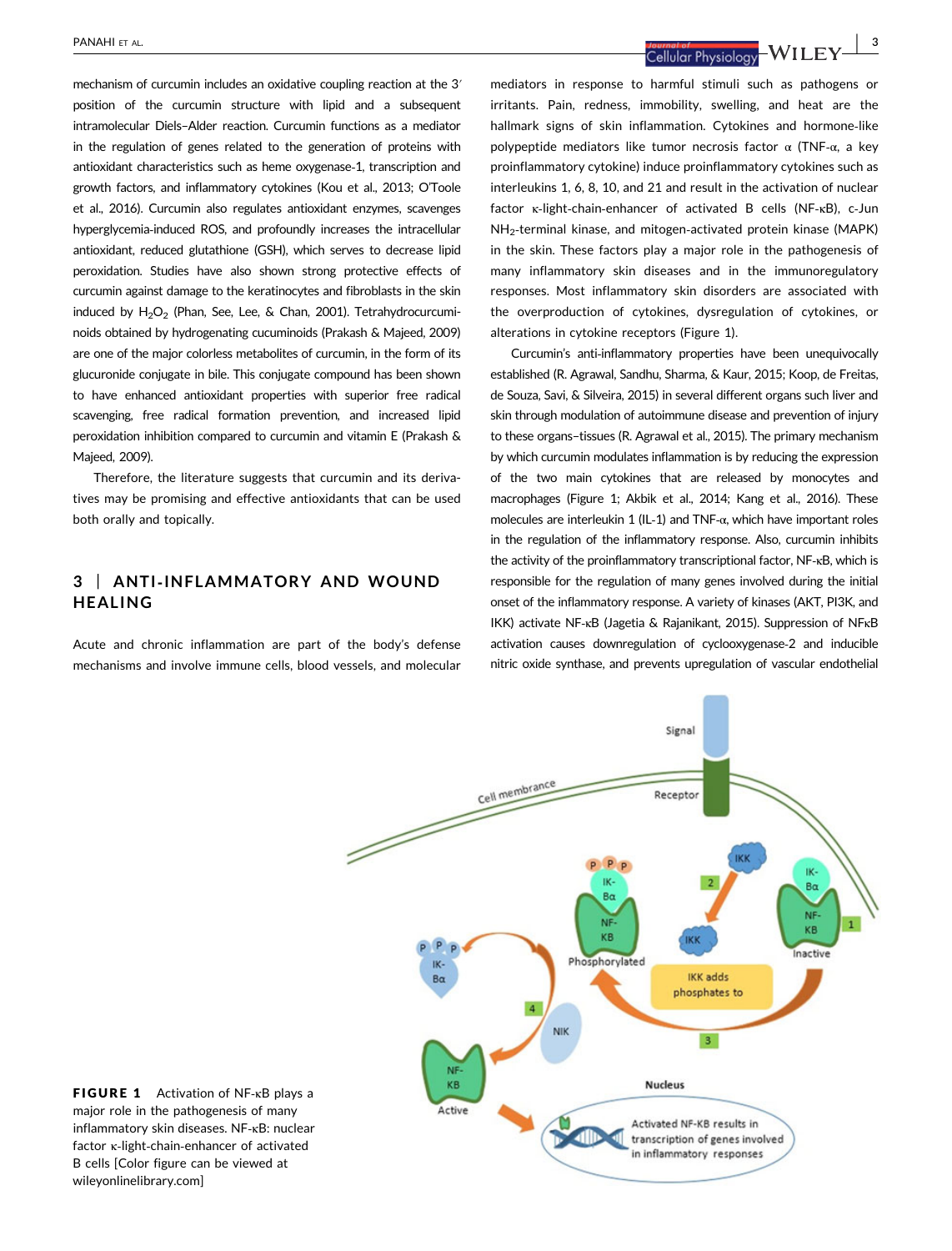mechanism of curcumin includes an oxidative coupling reaction at the 3′ position of the curcumin structure with lipid and a subsequent intramolecular Diels–Alder reaction. Curcumin functions as a mediator in the regulation of genes related to the generation of proteins with antioxidant characteristics such as heme oxygenase-1, transcription and growth factors, and inflammatory cytokines (Kou et al., 2013; O'Toole et al., 2016). Curcumin also regulates antioxidant enzymes, scavenges hyperglycemia-induced ROS, and profoundly increases the intracellular antioxidant, reduced glutathione (GSH), which serves to decrease lipid peroxidation. Studies have also shown strong protective effects of curcumin against damage to the keratinocytes and fibroblasts in the skin induced by $H_2O_2$ (Phan, See, Lee, & Chan, 2001). Tetrahydrocurcuminoids obtained by hydrogenating curcuminoids (Prakash & Majeed, 2009) are one of the major colorless metabolites of curcumin, in the form of its glucuronide conjugate in bile. This conjugate compound has been shown to have enhanced antioxidant properties with superior free radical scavenging, free radical formation prevention, and increased lipid peroxidation inhibition compared to curcumin and vitamin E (Prakash & Majeed, 2009).

Therefore, the literature suggests that curcumin and its derivatives may be promising and effective antioxidants that can be used both orally and topically.

## 3 | ANTI-INFLAMMATORY AND WOUND HEALING

Acute and chronic inflammation are part of the body's defense mechanisms and involve immune cells, blood vessels, and molecular mediators in response to harmful stimuli such as pathogens or irritants. Pain, redness, immobility, swelling, and heat are the hallmark signs of skin inflammation. Cytokines and hormone-like polypeptide mediators like tumor necrosis factor α (TNF-α, a key proinflammatory cytokine) induce proinflammatory cytokines such as interleukins 1, 6, 8, 10, and 21 and result in the activation of nuclear factor κ-light-chain-enhancer of activated B cells (NF-κB), c-Jun $NH_2$-terminal kinase, and mitogen-activated protein kinase (MAPK) in the skin. These factors play a major role in the pathogenesis of many inflammatory skin diseases and in the immunoregulatory responses. Most inflammatory skin disorders are associated with the overproduction of cytokines, dysregulation of cytokines, or alterations in cytokine receptors (Figure 1).

Curcumin's anti-inflammatory properties have been unequivocally established (R. Agrawal, Sandhu, Sharma, & Kaur, 2015; Koop, de Freitas, de Souza, Savi, & Silveira, 2015) in several different organs such liver and skin through modulation of autoimmune disease and prevention of injury to these organs–tissues (R. Agrawal et al., 2015). The primary mechanism by which curcumin modulates inflammation is by reducing the expression of the two main cytokines that are released by monocytes and macrophages (Figure 1; Akbik et al., 2014; Kang et al., 2016). These molecules are interleukin 1 (IL-1) and TNF-α, which have important roles in the regulation of the inflammatory response. Also, curcumin inhibits the activity of the proinflammatory transcriptional factor, NF-κB, which is responsible for the regulation of many genes involved during the initial onset of the inflammatory response. A variety of kinases (AKT, PI3K, and IKK) activate NF-κB (Jagetia & Rajanikant, 2015). Suppression of NFκB activation causes downregulation of cyclooxygenase-2 and inducible nitric oxide synthase, and prevents upregulation of vascular endothelial

**FIGURE 1** Activation of NF-κB plays a major role in the pathogenesis of many inflammatory skin diseases. NF-κB: nuclear factor κ-light-chain-enhancer of activated B cells [Color figure can be viewed at wileyonlinelibrary.com]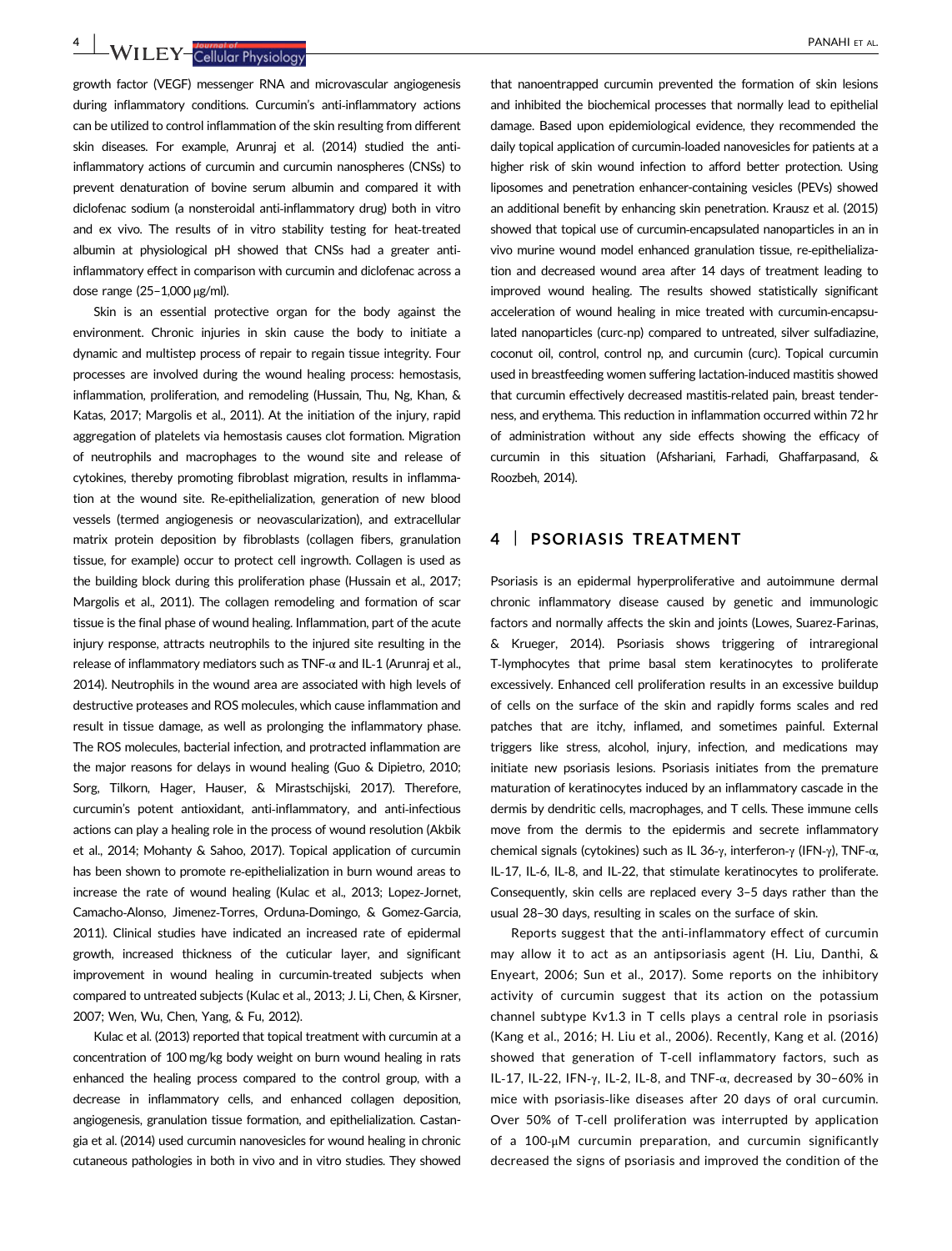growth factor (VEGF) messenger RNA and microvascular angiogenesis during inflammatory conditions. Curcumin's anti-inflammatory actions can be utilized to control inflammation of the skin resulting from different skin diseases. For example, Arunraj et al. (2014) studied the anti-inflammatory actions of curcumin and curcumin nanospheres (CNSs) to prevent denaturation of bovine serum albumin and compared it with diclofenac sodium (a nonsteroidal anti-inflammatory drug) both in vitro and ex vivo. The results of in vitro stability testing for heat-treated albumin at physiological pH showed that CNSs had a greater anti-inflammatory effect in comparison with curcumin and diclofenac across a dose range (25–1,000 μg/ml).

Skin is an essential protective organ for the body against the environment. Chronic injuries in skin cause the body to initiate a dynamic and multistep process of repair to regain tissue integrity. Four processes are involved during the wound healing process: hemostasis, inflammation, proliferation, and remodeling (Hussain, Thu, Ng, Khan, & Katas, 2017; Margolis et al., 2011). At the initiation of the injury, rapid aggregation of platelets via hemostasis causes clot formation. Migration of neutrophils and macrophages to the wound site and release of cytokines, thereby promoting fibroblast migration, results in inflammation at the wound site. Re-epithelialization, generation of new blood vessels (termed angiogenesis or neovascularization), and extracellular matrix protein deposition by fibroblasts (collagen fibers, granulation tissue, for example) occur to protect cell ingrowth. Collagen is used as the building block during this proliferation phase (Hussain et al., 2017; Margolis et al., 2011). The collagen remodeling and formation of scar tissue is the final phase of wound healing. Inflammation, part of the acute injury response, attracts neutrophils to the injured site resulting in the release of inflammatory mediators such as TNF-α and IL-1 (Arunraj et al., 2014). Neutrophils in the wound area are associated with high levels of destructive proteases and ROS molecules, which cause inflammation and result in tissue damage, as well as prolonging the inflammatory phase. The ROS molecules, bacterial infection, and protracted inflammation are the major reasons for delays in wound healing (Guo & Dipietro, 2010; Sorg, Tilkorn, Hager, Hauser, & Mirastschijski, 2017). Therefore, curcumin's potent antioxidant, anti-inflammatory, and anti-infectious actions can play a healing role in the process of wound resolution (Akbik et al., 2014; Mohanty & Sahoo, 2017). Topical application of curcumin has been shown to promote re-epithelialization in burn wound areas to increase the rate of wound healing (Kulac et al., 2013; Lopez-Jornet, Camacho-Alonso, Jimenez-Torres, Orduna-Domingo, & Gomez-Garcia, 2011). Clinical studies have indicated an increased rate of epidermal growth, increased thickness of the cuticular layer, and significant improvement in wound healing in curcumin-treated subjects when compared to untreated subjects (Kulac et al., 2013; J. Li, Chen, & Kirsner, 2007; Wen, Wu, Chen, Yang, & Fu, 2012).

Kulac et al. (2013) reported that topical treatment with curcumin at a concentration of 100 mg/kg body weight on burn wound healing in rats enhanced the healing process compared to the control group, with a decrease in inflammatory cells, and enhanced collagen deposition, angiogenesis, granulation tissue formation, and epithelialization. Castangia et al. (2014) used curcumin nanovesicles for wound healing in chronic cutaneous pathologies in both in vivo and in vitro studies. They showed that nanoentrapped curcumin prevented the formation of skin lesions and inhibited the biochemical processes that normally lead to epithelial damage. Based upon epidemiological evidence, they recommended the daily topical application of curcumin-loaded nanovesicles for patients at a higher risk of skin wound infection to afford better protection. Using liposomes and penetration enhancer-containing vesicles (PEVs) showed an additional benefit by enhancing skin penetration. Krausz et al. (2015) showed that topical use of curcumin-encapsulated nanoparticles in an in vivo murine wound model enhanced granulation tissue, re-epithelialization and decreased wound area after 14 days of treatment leading to improved wound healing. The results showed statistically significant acceleration of wound healing in mice treated with curcumin-encapsulated nanoparticles (curc-np) compared to untreated, silver sulfadiazine, coconut oil, control, control np, and curcumin (curc). Topical curcumin used in breastfeeding women suffering lactation-induced mastitis showed that curcumin effectively decreased mastitis-related pain, breast tenderness, and erythema. This reduction in inflammation occurred within 72 hr of administration without any side effects showing the efficacy of curcumin in this situation (Afshariani, Farhadi, Ghaffarpasand, & Roozbeh, 2014).

## 4 | PSORIASIS TREATMENT

Psoriasis is an epidermal hyperproliferative and autoimmune dermal chronic inflammatory disease caused by genetic and immunologic factors and normally affects the skin and joints (Lowes, Suarez-Farinas, & Krueger, 2014). Psoriasis shows triggering of intraregional T-lymphocytes that prime basal stem keratinocytes to proliferate excessively. Enhanced cell proliferation results in an excessive buildup of cells on the surface of the skin and rapidly forms scales and red patches that are itchy, inflamed, and sometimes painful. External triggers like stress, alcohol, injury, infection, and medications may initiate new psoriasis lesions. Psoriasis initiates from the premature maturation of keratinocytes induced by an inflammatory cascade in the dermis by dendritic cells, macrophages, and T cells. These immune cells move from the dermis to the epidermis and secrete inflammatory chemical signals (cytokines) such as IL 36-γ, interferon-γ (IFN-γ), TNF-α, IL-17, IL-6, IL-8, and IL-22, that stimulate keratinocytes to proliferate. Consequently, skin cells are replaced every 3–5 days rather than the usual 28–30 days, resulting in scales on the surface of skin.

Reports suggest that the anti-inflammatory effect of curcumin may allow it to act as an antipsoriasis agent (H. Liu, Danthi, & Enyeart, 2006; Sun et al., 2017). Some reports on the inhibitory activity of curcumin suggest that its action on the potassium channel subtype Kv1.3 in T cells plays a central role in psoriasis (Kang et al., 2016; H. Liu et al., 2006). Recently, Kang et al. (2016) showed that generation of T-cell inflammatory factors, such as IL-17, IL-22, IFN-γ, IL-2, IL-8, and TNF-α, decreased by 30–60% in mice with psoriasis-like diseases after 20 days of oral curcumin. Over 50% of T-cell proliferation was interrupted by application of a 100-μM curcumin preparation, and curcumin significantly decreased the signs of psoriasis and improved the condition of the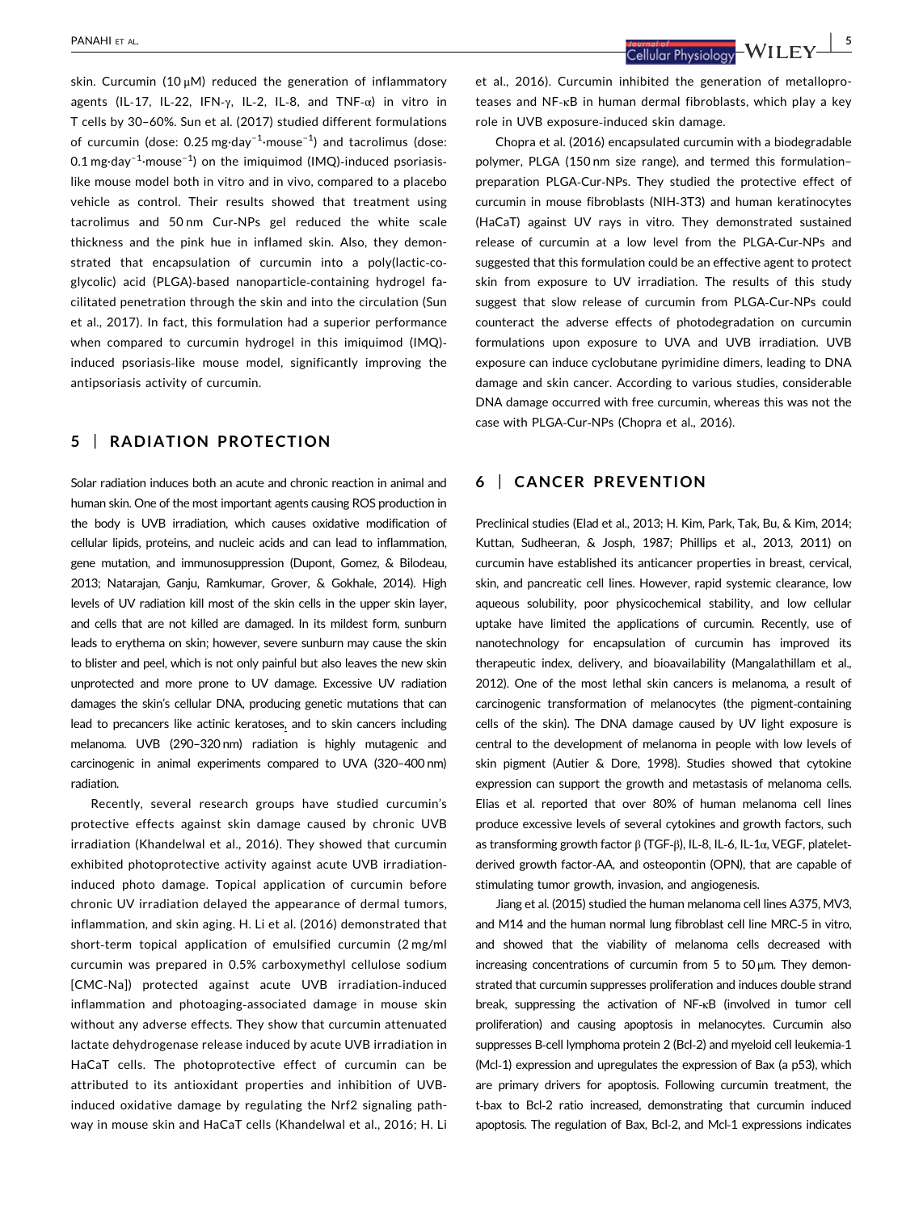skin. Curcumin (10 μM) reduced the generation of inflammatory agents (IL-17, IL-22, IFN-γ, IL-2, IL-8, and TNF-α) in vitro in T cells by 30–60%. Sun et al. (2017) studied different formulations of curcumin (dose: 0.25 mg·day$^{-1}$·mouse$^{-1}$) and tacrolimus (dose: 0.1 mg·day$^{-1}$·mouse$^{-1}$) on the imiquimod (IMQ)-induced psoriasis-like mouse model both in vitro and in vivo, compared to a placebo vehicle as control. Their results showed that treatment using tacrolimus and 50 nm Cur-NPs gel reduced the white scale thickness and the pink hue in inflamed skin. Also, they demonstrated that encapsulation of curcumin into a poly(lactic-co-glycolic) acid (PLGA)-based nanoparticle-containing hydrogel facilitated penetration through the skin and into the circulation (Sun et al., 2017). In fact, this formulation had a superior performance when compared to curcumin hydrogel in this imiquimod (IMQ)-induced psoriasis-like mouse model, significantly improving the antipsoriasis activity of curcumin.

## 5 | RADIATION PROTECTION

Solar radiation induces both an acute and chronic reaction in animal and human skin. One of the most important agents causing ROS production in the body is UVB irradiation, which causes oxidative modification of cellular lipids, proteins, and nucleic acids and can lead to inflammation, gene mutation, and immunosuppression (Dupont, Gomez, & Bilodeau, 2013; Natarajan, Ganju, Ramkumar, Grover, & Gokhale, 2014). High levels of UV radiation kill most of the skin cells in the upper skin layer, and cells that are not killed are damaged. In its mildest form, sunburn leads to erythema on skin; however, severe sunburn may cause the skin to blister and peel, which is not only painful but also leaves the new skin unprotected and more prone to UV damage. Excessive UV radiation damages the skin's cellular DNA, producing genetic mutations that can lead to precancers like actinic keratoses, and to skin cancers including melanoma. UVB (290–320 nm) radiation is highly mutagenic and carcinogenic in animal experiments compared to UVA (320–400 nm) radiation.

Recently, several research groups have studied curcumin's protective effects against skin damage caused by chronic UVB irradiation (Khandelwal et al., 2016). They showed that curcumin exhibited photoprotective activity against acute UVB irradiation-induced photo damage. Topical application of curcumin before chronic UV irradiation delayed the appearance of dermal tumors, inflammation, and skin aging. H. Li et al. (2016) demonstrated that short-term topical application of emulsified curcumin (2 mg/ml curcumin was prepared in 0.5% carboxymethyl cellulose sodium [CMC-Na]) protected against acute UVB irradiation-induced inflammation and photoaging-associated damage in mouse skin without any adverse effects. They show that curcumin attenuated lactate dehydrogenase release induced by acute UVB irradiation in HaCaT cells. The photoprotective effect of curcumin can be attributed to its antioxidant properties and inhibition of UVB-induced oxidative damage by regulating the Nrf2 signaling pathway in mouse skin and HaCaT cells (Khandelwal et al., 2016; H. Li et al., 2016). Curcumin inhibited the generation of metalloproteases and NF-κB in human dermal fibroblasts, which play a key role in UVB exposure-induced skin damage.

Chopra et al. (2016) encapsulated curcumin with a biodegradable polymer, PLGA (150 nm size range), and termed this formulation–preparation PLGA-Cur-NPs. They studied the protective effect of curcumin in mouse fibroblasts (NIH-3T3) and human keratinocytes (HaCaT) against UV rays in vitro. They demonstrated sustained release of curcumin at a low level from the PLGA-Cur-NPs and suggested that this formulation could be an effective agent to protect skin from exposure to UV irradiation. The results of this study suggest that slow release of curcumin from PLGA-Cur-NPs could counteract the adverse effects of photodegradation on curcumin formulations upon exposure to UVA and UVB irradiation. UVB exposure can induce cyclobutane pyrimidine dimers, leading to DNA damage and skin cancer. According to various studies, considerable DNA damage occurred with free curcumin, whereas this was not the case with PLGA-Cur-NPs (Chopra et al., 2016).

## 6 | CANCER PREVENTION

Preclinical studies (Elad et al., 2013; H. Kim, Park, Tak, Bu, & Kim, 2014; Kuttan, Sudheeran, & Josph, 1987; Phillips et al., 2013, 2011) on curcumin have established its anticancer properties in breast, cervical, skin, and pancreatic cell lines. However, rapid systemic clearance, low aqueous solubility, poor physicochemical stability, and low cellular uptake have limited the applications of curcumin. Recently, use of nanotechnology for encapsulation of curcumin has improved its therapeutic index, delivery, and bioavailability (Mangalathillam et al., 2012). One of the most lethal skin cancers is melanoma, a result of carcinogenic transformation of melanocytes (the pigment-containing cells of the skin). The DNA damage caused by UV light exposure is central to the development of melanoma in people with low levels of skin pigment (Autier & Dore, 1998). Studies showed that cytokine expression can support the growth and metastasis of melanoma cells. Elias et al. reported that over 80% of human melanoma cell lines produce excessive levels of several cytokines and growth factors, such as transforming growth factor β (TGF-β), IL-8, IL-6, IL-1α, VEGF, platelet-derived growth factor-AA, and osteopontin (OPN), that are capable of stimulating tumor growth, invasion, and angiogenesis.

Jiang et al. (2015) studied the human melanoma cell lines A375, MV3, and M14 and the human normal lung fibroblast cell line MRC-5 in vitro, and showed that the viability of melanoma cells decreased with increasing concentrations of curcumin from 5 to 50 μm. They demonstrated that curcumin suppresses proliferation and induces double strand break, suppressing the activation of NF-κB (involved in tumor cell proliferation) and causing apoptosis in melanocytes. Curcumin also suppresses B-cell lymphoma protein 2 (Bcl-2) and myeloid cell leukemia-1 (Mcl-1) expression and upregulates the expression of Bax (a p53), which are primary drivers for apoptosis. Following curcumin treatment, the t-bax to Bcl-2 ratio increased, demonstrating that curcumin induced apoptosis. The regulation of Bax, Bcl-2, and Mcl-1 expressions indicates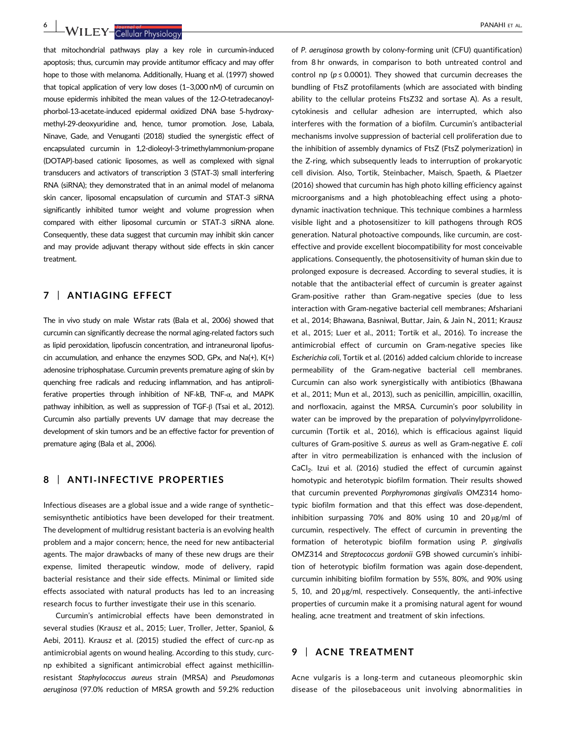that mitochondrial pathways play a key role in curcumin-induced apoptosis; thus, curcumin may provide antitumor efficacy and may offer hope to those with melanoma. Additionally, Huang et al. (1997) showed that topical application of very low doses (1–3,000 nM) of curcumin on mouse epidermis inhibited the mean values of the 12-*O*-tetradecanoyl-phorbol-13-acetate-induced epidermal oxidized DNA base 5-hydroxy-methyl-29-deoxyuridine and, hence, tumor promotion. Jose, Labala, Ninave, Gade, and Venuganti (2018) studied the synergistic effect of encapsulated curcumin in 1,2-dioleoyl-3-trimethylammonium-propane (DOTAP)-based cationic liposomes, as well as complexed with signal transducers and activators of transcription 3 (STAT-3) small interfering RNA (siRNA); they demonstrated that in an animal model of melanoma skin cancer, liposomal encapsulation of curcumin and STAT-3 siRNA significantly inhibited tumor weight and volume progression when compared with either liposomal curcumin or STAT-3 siRNA alone. Consequently, these data suggest that curcumin may inhibit skin cancer and may provide adjuvant therapy without side effects in skin cancer treatment.

## 7 | ANTIAGING EFFECT

The in vivo study on male Wistar rats (Bala et al., 2006) showed that curcumin can significantly decrease the normal aging-related factors such as lipid peroxidation, lipofuscin concentration, and intraneuronal lipofuscin accumulation, and enhance the enzymes SOD, GPx, and Na(+), K(+) adenosine triphosphatase. Curcumin prevents premature aging of skin by quenching free radicals and reducing inflammation, and has antiproliferative properties through inhibition of NF-kB, TNF-α, and MAPK pathway inhibition, as well as suppression of TGF-β (Tsai et al., 2012). Curcumin also partially prevents UV damage that may decrease the development of skin tumors and be an effective factor for prevention of premature aging (Bala et al., 2006).

## 8 | ANTI-INFECTIVE PROPERTIES

Infectious diseases are a global issue and a wide range of synthetic–semisynthetic antibiotics have been developed for their treatment. The development of multidrug resistant bacteria is an evolving health problem and a major concern; hence, the need for new antibacterial agents. The major drawbacks of many of these new drugs are their expense, limited therapeutic window, mode of delivery, rapid bacterial resistance and their side effects. Minimal or limited side effects associated with natural products has led to an increasing research focus to further investigate their use in this scenario.

Curcumin's antimicrobial effects have been demonstrated in several studies (Krausz et al., 2015; Luer, Troller, Jetter, Spaniol, & Aebi, 2011). Krausz et al. (2015) studied the effect of curc-np as antimicrobial agents on wound healing. According to this study, curc-np exhibited a significant antimicrobial effect against methicillin-resistant *Staphylococcus aureus* strain (MRSA) and *Pseudomonas aeruginosa* (97.0% reduction of MRSA growth and 59.2% reduction of *P. aeruginosa* growth by colony-forming unit (CFU) quantification) from 8 hr onwards, in comparison to both untreated control and control np ($p \leq 0.0001$). They showed that curcumin decreases the binding of FtsZ protofilaments (which are associated with binding ability to the cellular proteins FtsZ32 and sortase A). As a result, cytokinesis and cellular adhesion are interrupted, which also interferes with the formation of a biofilm. Curcumin's antibacterial mechanisms involve suppression of bacterial cell proliferation due to the inhibition of assembly dynamics of FtsZ (FtsZ polymerization) in the Z-ring, which subsequently leads to interruption of prokaryotic cell division. Also, Tortik, Steinbacher, Maisch, Spaeth, & Plaetzer (2016) showed that curcumin has high photo killing efficiency against microorganisms and a high photobleaching effect using a photodynamic inactivation technique. This technique combines a harmless visible light and a photosensitizer to kill pathogens through ROS generation. Natural photoactive compounds, like curcumin, are cost-effective and provide excellent biocompatibility for most conceivable applications. Consequently, the photosensitivity of human skin due to prolonged exposure is decreased. According to several studies, it is notable that the antibacterial effect of curcumin is greater against Gram-positive rather than Gram-negative species (due to less interaction with Gram-negative bacterial cell membranes; Afshariani et al., 2014; Bhawana, Basniwal, Buttar, Jain, & Jain N., 2011; Krausz et al., 2015; Luer et al., 2011; Tortik et al., 2016). To increase the antimicrobial effect of curcumin on Gram-negative species like *Escherichia coli*, Tortik et al. (2016) added calcium chloride to increase permeability of the Gram-negative bacterial cell membranes. Curcumin can also work synergistically with antibiotics (Bhawana et al., 2011; Mun et al., 2013), such as penicillin, ampicillin, oxacillin, and norfloxacin, against the MRSA. Curcumin's poor solubility in water can be improved by the preparation of polyvinylpyrrolidone-curcumin (Tortik et al., 2016), which is efficacious against liquid cultures of Gram-positive *S. aureus* as well as Gram-negative *E. coli* after in vitro permeabilization is enhanced with the inclusion of $CaCl_2$. Izui et al. (2016) studied the effect of curcumin against homotypic and heterotypic biofilm formation. Their results showed that curcumin prevented *Porphyromonas gingivalis* OMZ314 homotypic biofilm formation and that this effect was dose-dependent, inhibition surpassing 70% and 80% using 10 and 20 μg/ml of curcumin, respectively. The effect of curcumin in preventing the formation of heterotypic biofilm formation using *P. gingivalis* OMZ314 and *Streptococcus gordonii* G9B showed curcumin's inhibition of heterotypic biofilm formation was again dose-dependent, curcumin inhibiting biofilm formation by 55%, 80%, and 90% using 5, 10, and 20 μg/ml, respectively. Consequently, the anti-infective properties of curcumin make it a promising natural agent for wound healing, acne treatment and treatment of skin infections.

## 9 | ACNE TREATMENT

Acne vulgaris is a long-term and cutaneous pleomorphic skin disease of the pilosebaceous unit involving abnormalities in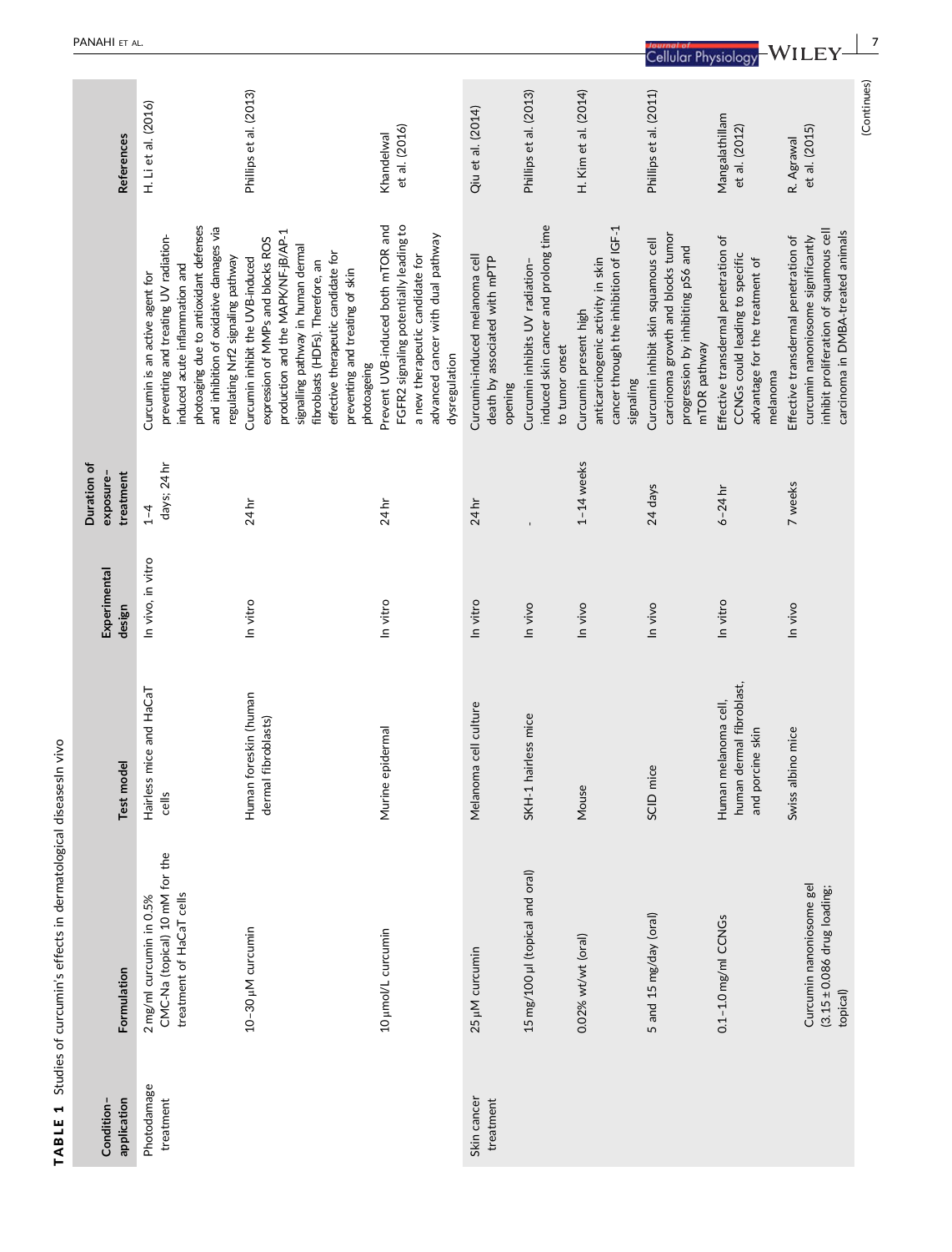**TABLE 1** Studies of curcumin's effects in dermatological diseasesIn vivo

| Condition–application | Formulation | Test model | Experimental design | Duration of exposure–treatment | | References |
|---|---|---|---|---|---|---|
| Photodamage treatment | 2 mg/ml curcumin in 0.5% CMC-Na (topical) 10 mM for the treatment of HaCaT cells | Hairless mice and HaCaT cells | In vivo, in vitro | 1–4 days; 24 hr | Curcumin is an active agent for preventing and treating UV radiation-induced acute inflammation and photoaging due to antioxidant defenses and inhibition of oxidative damages via regulating Nrf2 signaling pathway | H. Li et al. (2016) |
| | 10–30 μM curcumin | Human foreskin (human dermal fibroblasts) | In vitro | 24 hr | Curcumin inhibit the UVB-induced expression of MMPs and blocks ROS production and the MAPK/NF-jB/AP-1 signalling pathway in human dermal fibroblasts (HDFs). Therefore, an effective therapeutic candidate for preventing and treating of skin photoageing | Phillips et al. (2013) |
| | 10 μmol/L curcumin | Murine epidermal | In vitro | 24 hr | Prevent UVB-induced both mTOR and FGFR2 signaling potentially leading to a new therapeutic candidate for advanced cancer with dual pathway dysregulation | Khandelwal et al. (2016) |
| Skin cancer treatment | 25 μM curcumin | Melanoma cell culture | In vitro | 24 hr | Curcumin-induced melanoma cell death by associated with mPTP opening | Qiu et al. (2014) |
| | 15 mg/100 μl (topical and oral) | SKH-1 hairless mice | In vivo | - | Curcumin inhibits UV radiation–induced skin cancer and prolong time to tumor onset | Phillips et al. (2013) |
| | 0.02% wt/wt (oral) | Mouse | In vivo | 1–14 weeks | Curcumin present high anticarcinogenic activity in skin cancer through the inhibition of IGF-1 signaling | H. Kim et al. (2014) |
| | 5 and 15 mg/day (oral) | SCID mice | In vivo | 24 days | Curcumin inhibit skin squamous cell carcinoma growth and blocks tumor progression by inhibiting pS6 and mTOR pathway | Phillips et al. (2011) |
| | 0.1–1.0 mg/ml CCNGs | Human melanoma cell, human dermal fibroblast, and porcine skin | In vitro | 6–24 hr | Effective transdermal penetration of CCNGs could leading to specific advantage for the treatment of melanoma | Mangalathillam et al. (2012) |
| | Curcumin nanoniosome gel (3.15 ± 0.086 drug loading; topical) | Swiss albino mice | In vivo | 7 weeks | Effective transdermal penetration of curcumin nanoniosome significantly inhibit proliferation of squamous cell carcinoma in DMBA-treated animals | R. Agrawal et al. (2015) |

(Continues)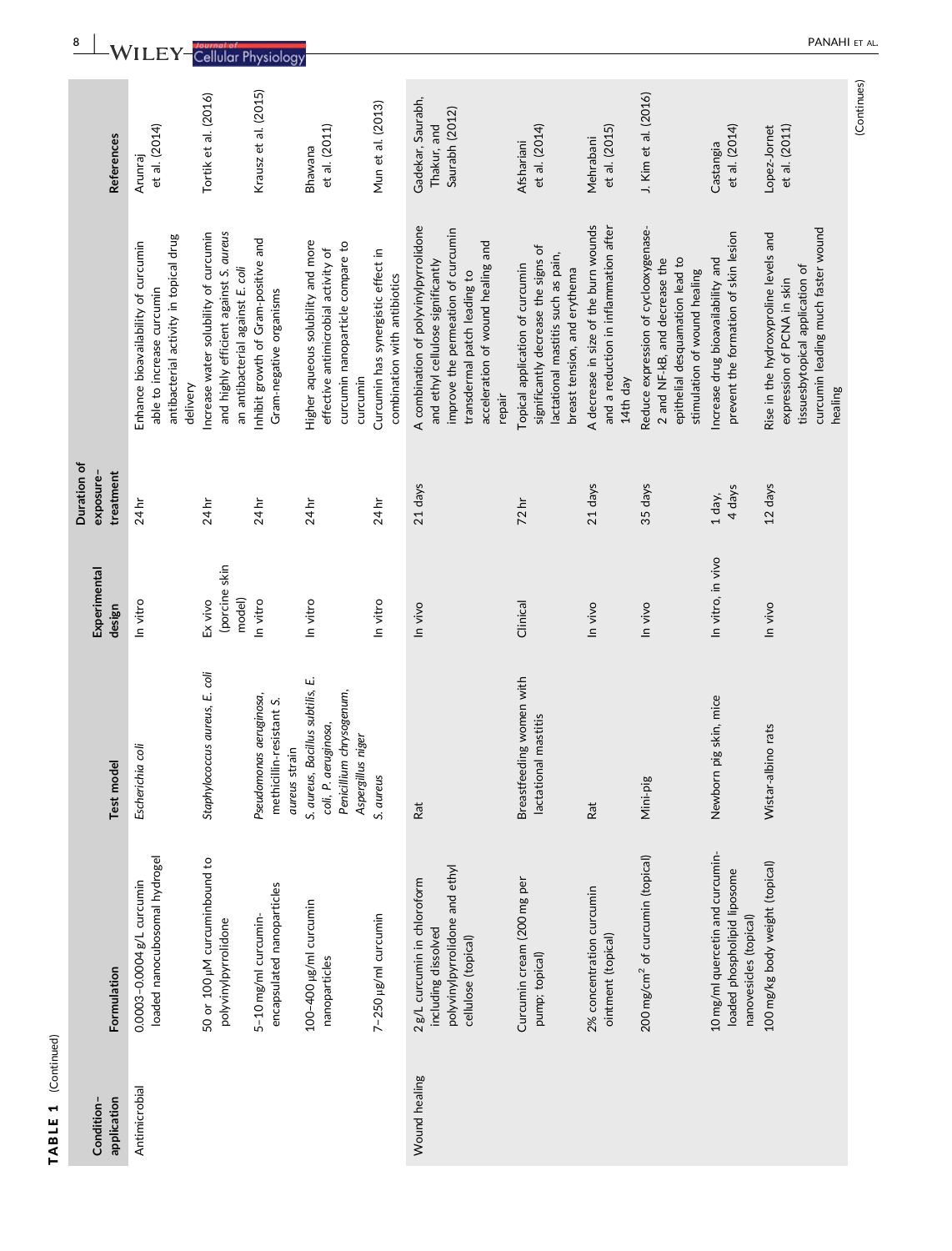**TABLE 1** (Continued)

| Condition–application | Formulation | Test model | Experimental design | Duration of exposure–treatment | | References |
|---|---|---|---|---|---|---|
| Antimicrobial | 0.0003–0.00004 g/L curcumin loaded nanocubosomal hydrogel | *Escherichia coli* | In vitro | 24 hr | Enhance bioavailability of curcumin able to increase curcumin antibacterial activity in topical drug delivery | Arunraj et al. (2014) |
| | 50 or 100 μM curcuminbound to polyvinylpyrrolidone | *Staphylococcus aureus*, *E. coli* | Ex vivo (porcine skin model) | 24 hr | Increase water solubility of curcumin and highly efficient against *S. aureus* an antibacterial agent against *E. coli* | Tortik et al. (2016) |
| | 5–10 mg/ml curcumin-encapsulated nanoparticles | *Pseudomonas aeruginosa*, methicillin-resistant *S. aureus* strain | In vitro | 24 hr | Inhibit growth of Gram-positive and Gram-negative organisms | Krausz et al. (2015) |
| | 100–400 μg/ml curcumin nanoparticles | *S. aureus*, *Bacillus subtilis*, *E. coli*, *P. aeruginosa*, *Penicillium chrysogenum*, *Aspergillus niger* | In vitro | 24 hr | Higher aqueous solubility and more effective antimicrobial activity of curcumin nanoparticle compare to curcumin | Bhawana et al. (2011) |
| | 7–250 μg/ml curcumin | *S. aureus* | In vitro | 24 hr | Curcumin has synergistic effect in combination with antibiotics | Mun et al. (2013) |
| Wound healing | 2 g/L curcumin in chloroform including dissolved polyvinylpyrrolidone and ethyl cellulose (topical) | Rat | In vivo | 21 days | A combination of polyvinylpyrrolidone and ethyl cellulose significantly improve the permeation of curcumin transdermal patch leading to acceleration of wound healing and repair | Gadekar, Saurabh, Thakur, and Saurabh (2012) |
| | Curcumin cream (200 mg per pump; topical) | Breastfeeding women with lactational mastitis | Clinical | 72 hr | Topical application of curcumin significantly decrease the signs of lactational mastitis such as pain, breast tension, and erythema | Afshariani et al. (2014) |
| | 2% concentration curcumin ointment (topical) | Rat | In vivo | 21 days | A decrease in size of the burn wounds and a reduction in inflammation after 14th day | Mehrabani et al. (2015) |
| | 200 mg/cm$^2$ of curcumin (topical) | Mini-pig | In vivo | 35 days | Reduce expression of cyclooxygenase-2 and NF-kB, and decrease the epithelial desquamation lead to stimulation of wound healing | J. Kim et al. (2016) |
| | 10 mg/ml quercetin and curcumin-loaded phospholipid liposome nanovesicles (topical) | Newborn pig skin, mice | In vitro, in vivo | 1 day, 4 days | Increase drug bioavailability and prevent the formation of skin lesion | Castangia et al. (2014) |
| | 100 mg/kg body weight (topical) | Wistar-albino rats | In vivo | 12 days | Rise in the hydroxyproline levels and expression of PCNA in skin tissuesbytopical application of curcumin leading much faster wound healing | Lopez-Jornet et al. (2011) |

(Continues)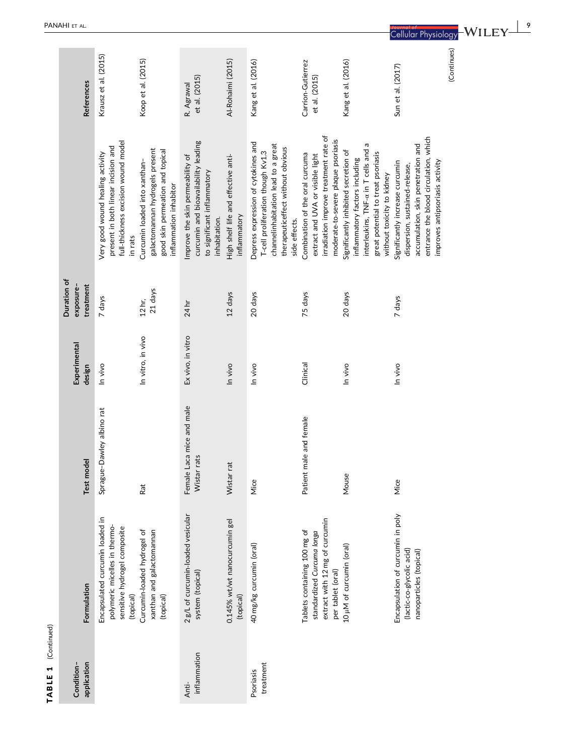**TABLE 1** (Continued)

| Condition–application | Formulation | Test model | Experimental design | Duration of exposure–treatment | Outcome | References |
|---|---|---|---|---|---|---|
| | Encapsulated curcumin loaded in polymeric micelles in thermo-sensitive hydrogel composite (topical) | Sprague–Dawley albino rat | In vivo | 7 days | Very good wound healing activity present in both linear incision and full-thickness excision wound model in rats | Krausz et al. (2015) |
| | Curcumin-loaded hydrogel of xanthan and galactomannan (topical) | Rat | In vitro, in vivo | 12 hr, 21 days | Curcumin loaded into xanthan–galactomannan hydrogels present good skin permeation and topical inflammation inhibitor | Koop et al. (2015) |
| Anti-inflammation | 2 g/L of curcumin-loaded vesicular system (topical) | Female Laca mice and male Wistar rats | Ex vivo, in vitro | 24 hr | Improve the skin permeability of curcumin and bioavailability leading to significant inflammatory inhabitation. | R. Agrawal et al. (2015) |
| | 0.145% wt/wt nanocurcumin gel (topical) | Wistar rat | In vivo | 12 days | High shelf life and effective anti-inflammatory | Al-Rohaimi (2015) |
| Psoriasis treatment | 40 mg/kg curcumin (oral) | Mice | In vivo | 20 days | Depress expression of cytokines and T-cell proliferation though Kv1.3 channelinhabitation lead to a great therapeuticeffect without obvious side effects. | Kang et al. (2016) |
| | Tablets containing 100 mg of standardized *Curcuma longa* extract with 12 mg of curcumin per tablet (oral) | Patient male and female | Clinical | 75 days | Combination of the oral curcuma extract and UVA or visible light irradiation improve treatment rate of moderate-to-severe plaque psoriasis | Carrion-Gutierrez et al. (2015) |
| | 10 μM of curcumin (oral) | Mouse | In vivo | 20 days | Significantly inhibited secretion of inflammatory factors including interleukins, TNF-α in T cells and a great potential to treat psoriasis without toxicity to kidney | Kang et al. (2016) |
| | Encapsulation of curcumin in poly (lactic-co-glycolic acid) nanoparticles (topical) | Mice | In vivo | 7 days | Significantly increase curcumin dispersion, sustained-release, accumulation, skin penetration and entrance the blood circulation, which improves antipsoriasis activity | Sun et al. (2017) |

(Continues)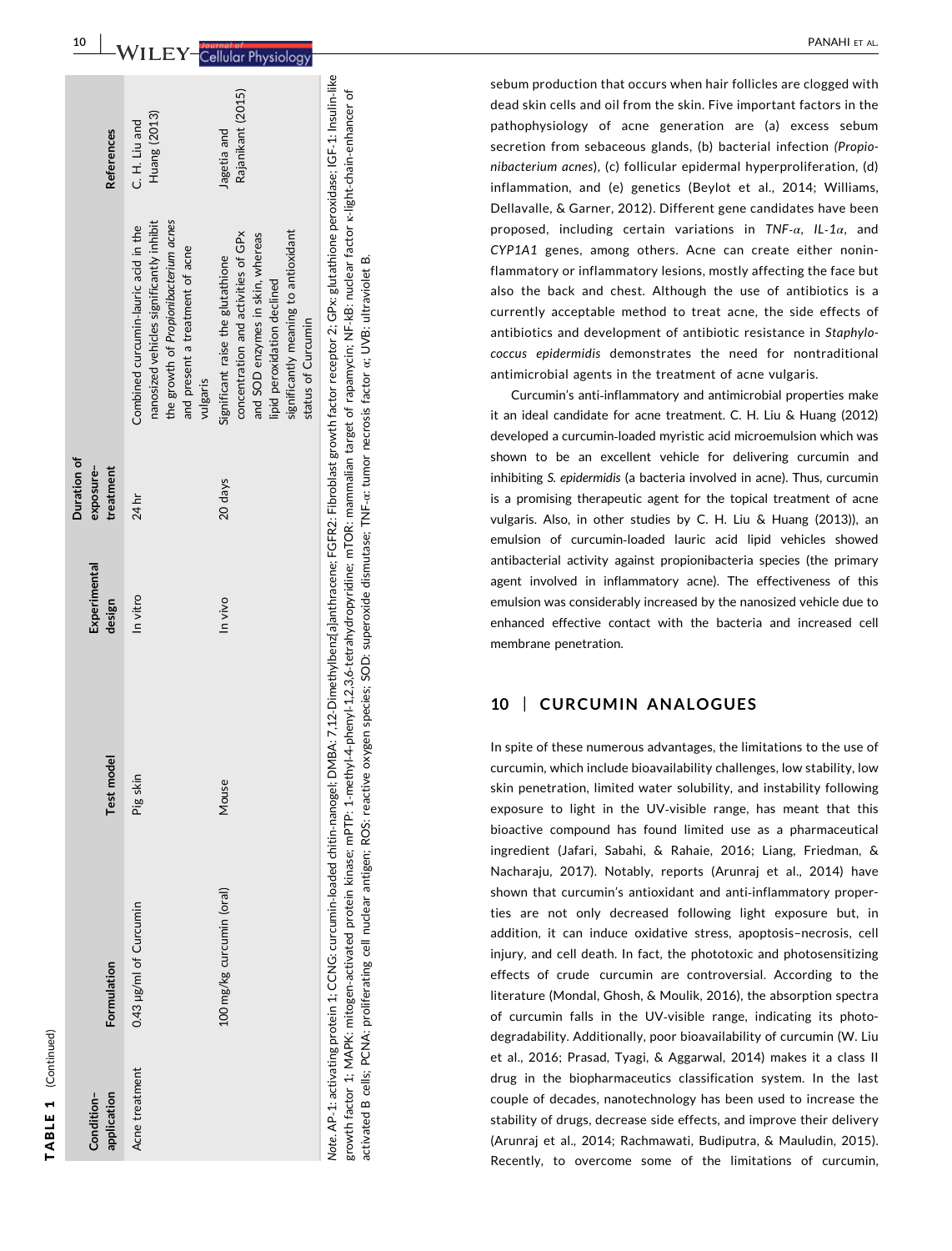**TABLE 1** (Continued)

| Condition–application | Formulation | Test model | Experimental design | Duration of exposure–treatment | Results | References |
|---|---|---|---|---|---|---|
| Acne treatment | 0.43 μg/ml of Curcumin | Pig skin | In vitro | 24 hr | Combined curcumin-lauric acid in the nanosized vehicles significantly inhibit the growth of *Propionibacterium acnes* and present a treatment of acne vulgaris | C. H. Liu and Huang (2013) |
| | 100 mg/kg curcumin (oral) | Mouse | In vivo | 20 days | Significant raise the glutathione concentration and activities of GPx and SOD enzymes in skin, whereas lipid peroxidation declined significantly meaning to antioxidant status of Curcumin | Jagetia and Rajanikant (2015) |

*Note.* AP-1: activating protein 1; CCNG: curcumin-loaded chitin-nanogel; DMBA: 7,12-Dimethylbenz[a]anthracene; FGFR2: Fibroblast growth factor receptor 2; GPx: glutathione peroxidase; IGF-1: Insulin-like growth factor 1; MAPK: mitogen-activated protein kinase; mPTP: 1-methyl-4-phenyl-1,2,3,6-tetrahydropyridine; mTOR: mammalian target of rapamycin; NF-kB: nuclear factor κ-light-chain-enhancer of activated B cells; PCNA: proliferating cell nuclear antigen; ROS: reactive oxygen species; SOD: superoxide dismutase; TNF-α: tumor necrosis factor α; UVB: ultraviolet B.

sebum production that occurs when hair follicles are clogged with dead skin cells and oil from the skin. Five important factors in the pathophysiology of acne generation are (a) excess sebum secretion from sebaceous glands, (b) bacterial infection (*Propionibacterium acnes*), (c) follicular epidermal hyperproliferation, (d) inflammation, and (e) genetics (Beylot et al., 2014; Williams, Dellavalle, & Garner, 2012). Different gene candidates have been proposed, including certain variations in *TNF-α*, *IL-1α*, and *CYP1A1* genes, among others. Acne can create either noninflammatory or inflammatory lesions, mostly affecting the face but also the back and chest. Although the use of antibiotics is a currently acceptable method to treat acne, the side effects of antibiotics and development of antibiotic resistance in *Staphylococcus epidermidis* demonstrates the need for nontraditional antimicrobial agents in the treatment of acne vulgaris.

Curcumin's anti-inflammatory and antimicrobial properties make it an ideal candidate for acne treatment. C. H. Liu & Huang (2012) developed a curcumin-loaded myristic acid microemulsion which was shown to be an excellent vehicle for delivering curcumin and inhibiting *S. epidermidis* (a bacteria involved in acne). Thus, curcumin is a promising therapeutic agent for the topical treatment of acne vulgaris. Also, in other studies by C. H. Liu & Huang (2013)), an emulsion of curcumin-loaded lauric acid lipid vehicles showed antibacterial activity against propionibacteria species (the primary agent involved in inflammatory acne). The effectiveness of this emulsion was considerably increased by the nanosized vehicle due to enhanced effective contact with the bacteria and increased cell membrane penetration.

## 10 | CURCUMIN ANALOGUES

In spite of these numerous advantages, the limitations to the use of curcumin, which include bioavailability challenges, low stability, low skin penetration, limited water solubility, and instability following exposure to light in the UV-visible range, has meant that this bioactive compound has found limited use as a pharmaceutical ingredient (Jafari, Sabahi, & Rahaie, 2016; Liang, Friedman, & Nacharaju, 2017). Notably, reports (Arunraj et al., 2014) have shown that curcumin's antioxidant and anti-inflammatory properties are not only decreased following light exposure but, in addition, it can induce oxidative stress, apoptosis–necrosis, cell injury, and cell death. In fact, the phototoxic and photosensitizing effects of crude curcumin are controversial. According to the literature (Mondal, Ghosh, & Moulik, 2016), the absorption spectra of curcumin falls in the UV-visible range, indicating its photodegradability. Additionally, poor bioavailability of curcumin (W. Liu et al., 2016; Prasad, Tyagi, & Aggarwal, 2014) makes it a class II drug in the biopharmaceutics classification system. In the last couple of decades, nanotechnology has been used to increase the stability of drugs, decrease side effects, and improve their delivery (Arunraj et al., 2014; Rachmawati, Budiputra, & Mauludin, 2015). Recently, to overcome some of the limitations of curcumin,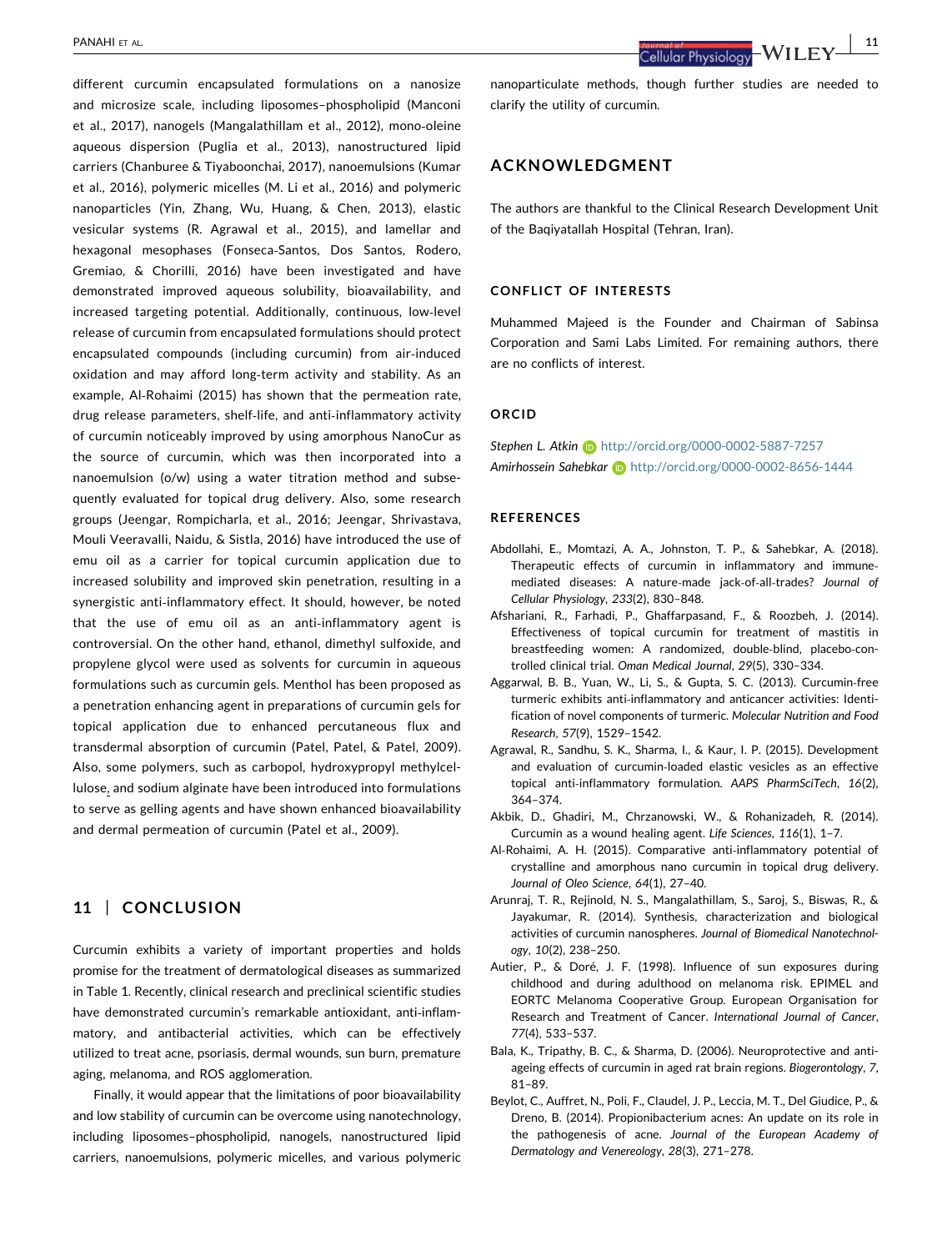different curcumin encapsulated formulations on a nanosize and microsize scale, including liposomes–phospholipid (Manconi et al., 2017), nanogels (Mangalathillam et al., 2012), mono-oleine aqueous dispersion (Puglia et al., 2013), nanostructured lipid carriers (Chanburee & Tiyaboonchai, 2017), nanoemulsions (Kumar et al., 2016), polymeric micelles (M. Li et al., 2016) and polymeric nanoparticles (Yin, Zhang, Wu, Huang, & Chen, 2013), elastic vesicular systems (R. Agrawal et al., 2015), and lamellar and hexagonal mesophases (Fonseca-Santos, Dos Santos, Rodero, Gremiao, & Chorilli, 2016) have been investigated and have demonstrated improved aqueous solubility, bioavailability, and increased targeting potential. Additionally, continuous, low-level release of curcumin from encapsulated formulations should protect encapsulated compounds (including curcumin) from air-induced oxidation and may afford long-term activity and stability. As an example, Al-Rohaimi (2015) has shown that the permeation rate, drug release parameters, shelf-life, and anti-inflammatory activity of curcumin noticeably improved by using amorphous NanoCur as the source of curcumin, which was then incorporated into a nanoemulsion (o/w) using a water titration method and subsequently evaluated for topical drug delivery. Also, some research groups (Jeengar, Rompicharla, et al., 2016; Jeengar, Shrivastava, Mouli Veeravalli, Naidu, & Sistla, 2016) have introduced the use of emu oil as a carrier for topical curcumin application due to increased solubility and improved skin penetration, resulting in a synergistic anti-inflammatory effect. It should, however, be noted that the use of emu oil as an anti-inflammatory agent is controversial. On the other hand, ethanol, dimethyl sulfoxide, and propylene glycol were used as solvents for curcumin in aqueous formulations such as curcumin gels. Menthol has been proposed as a penetration enhancing agent in preparations of curcumin gels for topical application due to enhanced percutaneous flux and transdermal absorption of curcumin (Patel, Patel, & Patel, 2009). Also, some polymers, such as carbopol, hydroxypropyl methylcellulose, and sodium alginate have been introduced into formulations to serve as gelling agents and have shown enhanced bioavailability and dermal permeation of curcumin (Patel et al., 2009).

## 11 | CONCLUSION

Curcumin exhibits a variety of important properties and holds promise for the treatment of dermatological diseases as summarized in Table 1. Recently, clinical research and preclinical scientific studies have demonstrated curcumin's remarkable antioxidant, anti-inflammatory, and antibacterial activities, which can be effectively utilized to treat acne, psoriasis, dermal wounds, sun burn, premature aging, melanoma, and ROS agglomeration.

Finally, it would appear that the limitations of poor bioavailability and low stability of curcumin can be overcome using nanotechnology, including liposomes–phospholipid, nanogels, nanostructured lipid carriers, nanoemulsions, polymeric micelles, and various polymeric nanoparticulate methods, though further studies are needed to clarify the utility of curcumin.

## ACKNOWLEDGMENT

The authors are thankful to the Clinical Research Development Unit of the Baqiyatallah Hospital (Tehran, Iran).

### CONFLICT OF INTERESTS

Muhammed Majeed is the Founder and Chairman of Sabinsa Corporation and Sami Labs Limited. For remaining authors, there are no conflicts of interest.

### ORCID

*Stephen L. Atkin* http://orcid.org/0000-0002-5887-7257
*Amirhossein Sahebkar* http://orcid.org/0000-0002-8656-1444

### REFERENCES

Abdollahi, E., Momtazi, A. A., Johnston, T. P., & Sahebkar, A. (2018). Therapeutic effects of curcumin in inflammatory and immune-mediated diseases: A nature-made jack-of-all-trades? *Journal of Cellular Physiology*, *233*(2), 830–848.

Afshariani, R., Farhadi, P., Ghaffarpasand, F., & Roozbeh, J. (2014). Effectiveness of topical curcumin for treatment of mastitis in breastfeeding women: A randomized, double-blind, placebo-controlled clinical trial. *Oman Medical Journal*, *29*(5), 330–334.

Aggarwal, B. B., Yuan, W., Li, S., & Gupta, S. C. (2013). Curcumin-free turmeric exhibits anti-inflammatory and anticancer activities: Identification of novel components of turmeric. *Molecular Nutrition and Food Research*, *57*(9), 1529–1542.

Agrawal, R., Sandhu, S. K., Sharma, I., & Kaur, I. P. (2015). Development and evaluation of curcumin-loaded elastic vesicles as an effective topical anti-inflammatory formulation. *AAPS PharmSciTech*, *16*(2), 364–374.

Akbik, D., Ghadiri, M., Chrzanowski, W., & Rohanizadeh, R. (2014). Curcumin as a wound healing agent. *Life Sciences*, *116*(1), 1–7.

Al-Rohaimi, A. H. (2015). Comparative anti-inflammatory potential of crystalline and amorphous nano curcumin in topical drug delivery. *Journal of Oleo Science*, *64*(1), 27–40.

Arunraj, T. R., Rejinold, N. S., Mangalathillam, S., Saroj, S., Biswas, R., & Jayakumar, R. (2014). Synthesis, characterization and biological activities of curcumin nanospheres. *Journal of Biomedical Nanotechnology*, *10*(2), 238–250.

Autier, P., & Doré, J. F. (1998). Influence of sun exposures during childhood and during adulthood on melanoma risk. EPIMEL and EORTC Melanoma Cooperative Group. European Organisation for Research and Treatment of Cancer. *International Journal of Cancer*, *77*(4), 533–537.

Bala, K., Tripathy, B. C., & Sharma, D. (2006). Neuroprotective and anti-ageing effects of curcumin in aged rat brain regions. *Biogerontology*, *7*, 81–89.

Beylot, C., Auffret, N., Poli, F., Claudel, J. P., Leccia, M. T., Del Giudice, P., & Dreno, B. (2014). Propionibacterium acnes: An update on its role in the pathogenesis of acne. *Journal of the European Academy of Dermatology and Venereology*, *28*(3), 271–278.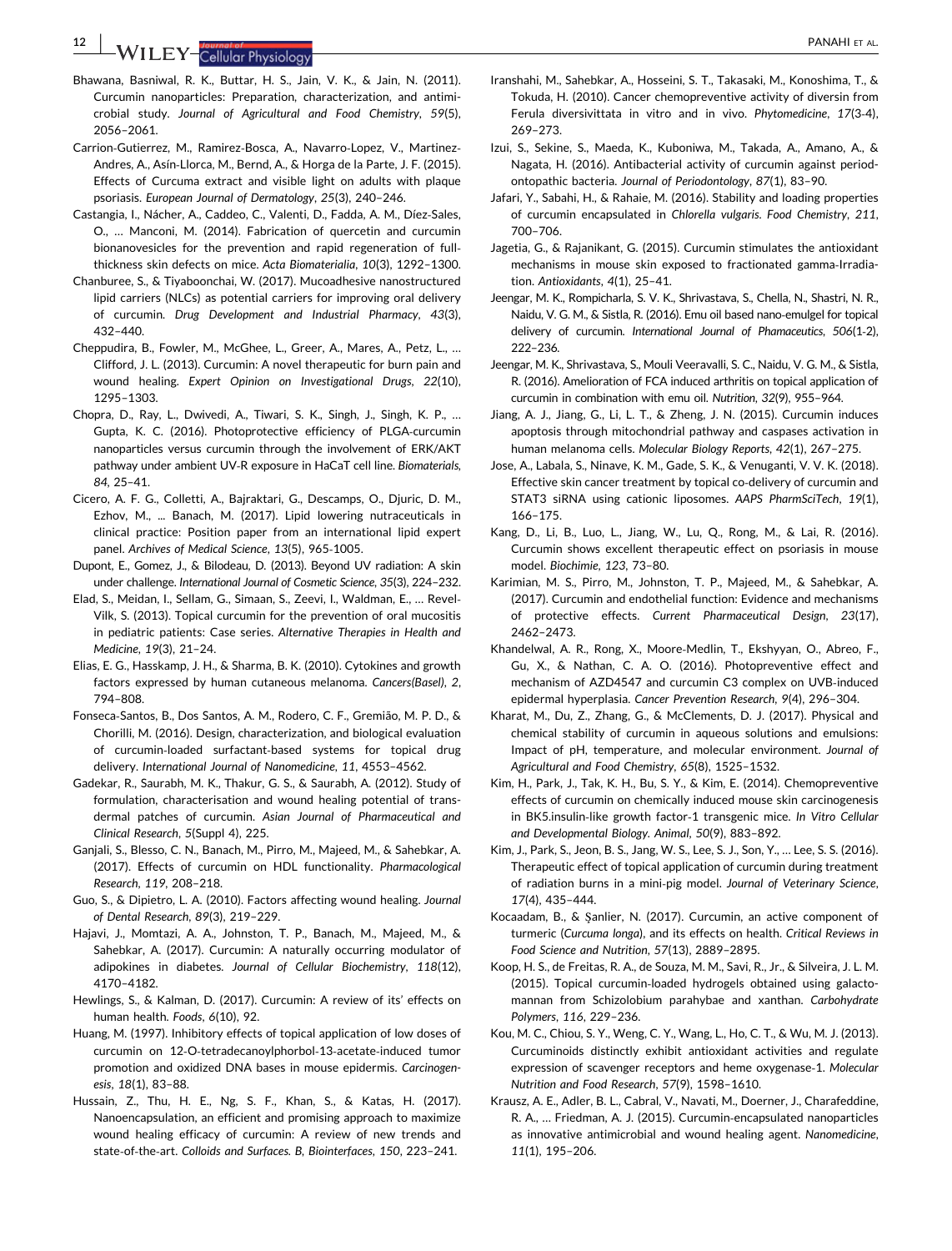Bhawana, Basniwal, R. K., Buttar, H. S., Jain, V. K., & Jain, N. (2011). Curcumin nanoparticles: Preparation, characterization, and antimicrobial study. *Journal of Agricultural and Food Chemistry*, *59*(5), 2056–2061.

Carrion-Gutierrez, M., Ramirez-Bosca, A., Navarro-Lopez, V., Martinez-Andres, A., Asín-Llorca, M., Bernd, A., & Horga de la Parte, J. F. (2015). Effects of Curcuma extract and visible light on adults with plaque psoriasis. *European Journal of Dermatology*, *25*(3), 240–246.

Castangia, I., Nácher, A., Caddeo, C., Valenti, D., Fadda, A. M., Díez-Sales, O., … Manconi, M. (2014). Fabrication of quercetin and curcumin bionanovesicles for the prevention and rapid regeneration of full-thickness skin defects on mice. *Acta Biomaterialia*, *10*(3), 1292–1300.

Chanburee, S., & Tiyaboonchai, W. (2017). Mucoadhesive nanostructured lipid carriers (NLCs) as potential carriers for improving oral delivery of curcumin. *Drug Development and Industrial Pharmacy*, *43*(3), 432–440.

Cheppudira, B., Fowler, M., McGhee, L., Greer, A., Mares, A., Petz, L., … Clifford, J. L. (2013). Curcumin: A novel therapeutic for burn pain and wound healing. *Expert Opinion on Investigational Drugs*, *22*(10), 1295–1303.

Chopra, D., Ray, L., Dwivedi, A., Tiwari, S. K., Singh, J., Singh, K. P., … Gupta, K. C. (2016). Photoprotective efficiency of PLGA-curcumin nanoparticles versus curcumin through the involvement of ERK/AKT pathway under ambient UV-R exposure in HaCaT cell line. *Biomaterials*, *84*, 25–41.

Cicero, A. F. G., Colletti, A., Bajraktari, G., Descamps, O., Djuric, D. M., Ezhov, M., ... Banach, M. (2017). Lipid lowering nutraceuticals in clinical practice: Position paper from an international lipid expert panel. *Archives of Medical Science*, *13*(5), 965-1005.

Dupont, E., Gomez, J., & Bilodeau, D. (2013). Beyond UV radiation: A skin under challenge. *International Journal of Cosmetic Science*, *35*(3), 224–232.

Elad, S., Meidan, I., Sellam, G., Simaan, S., Zeevi, I., Waldman, E., … Revel-Vilk, S. (2013). Topical curcumin for the prevention of oral mucositis in pediatric patients: Case series. *Alternative Therapies in Health and Medicine*, *19*(3), 21–24.

Elias, E. G., Hasskamp, J. H., & Sharma, B. K. (2010). Cytokines and growth factors expressed by human cutaneous melanoma. *Cancers(Basel)*, *2*, 794–808.

Fonseca-Santos, B., Dos Santos, A. M., Rodero, C. F., Gremião, M. P. D., & Chorilli, M. (2016). Design, characterization, and biological evaluation of curcumin-loaded surfactant-based systems for topical drug delivery. *International Journal of Nanomedicine*, *11*, 4553–4562.

Gadekar, R., Saurabh, M. K., Thakur, G. S., & Saurabh, A. (2012). Study of formulation, characterisation and wound healing potential of transdermal patches of curcumin. *Asian Journal of Pharmaceutical and Clinical Research*, *5*(Suppl 4), 225.

Ganjali, S., Blesso, C. N., Banach, M., Pirro, M., Majeed, M., & Sahebkar, A. (2017). Effects of curcumin on HDL functionality. *Pharmacological Research*, *119*, 208–218.

Guo, S., & Dipietro, L. A. (2010). Factors affecting wound healing. *Journal of Dental Research*, *89*(3), 219–229.

Hajavi, J., Momtazi, A. A., Johnston, T. P., Banach, M., Majeed, M., & Sahebkar, A. (2017). Curcumin: A naturally occurring modulator of adipokines in diabetes. *Journal of Cellular Biochemistry*, *118*(12), 4170–4182.

Hewlings, S., & Kalman, D. (2017). Curcumin: A review of its' effects on human health. *Foods*, *6*(10), 92.

Huang, M. (1997). Inhibitory effects of topical application of low doses of curcumin on 12-O-tetradecanoylphorbol-13-acetate-induced tumor promotion and oxidized DNA bases in mouse epidermis. *Carcinogenesis*, *18*(1), 83–88.

Hussain, Z., Thu, H. E., Ng, S. F., Khan, S., & Katas, H. (2017). Nanoencapsulation, an efficient and promising approach to maximize wound healing efficacy of curcumin: A review of new trends and state-of-the-art. *Colloids and Surfaces. B, Biointerfaces*, *150*, 223–241.

Iranshahi, M., Sahebkar, A., Hosseini, S. T., Takasaki, M., Konoshima, T., & Tokuda, H. (2010). Cancer chemopreventive activity of diversin from Ferula diversivittata in vitro and in vivo. *Phytomedicine*, *17*(3-4), 269–273.

Izui, S., Sekine, S., Maeda, K., Kuboniwa, M., Takada, A., Amano, A., & Nagata, H. (2016). Antibacterial activity of curcumin against periodontopathic bacteria. *Journal of Periodontology*, *87*(1), 83–90.

Jafari, Y., Sabahi, H., & Rahaie, M. (2016). Stability and loading properties of curcumin encapsulated in *Chlorella vulgaris*. *Food Chemistry*, *211*, 700–706.

Jagetia, G., & Rajanikant, G. (2015). Curcumin stimulates the antioxidant mechanisms in mouse skin exposed to fractionated gamma-Irradiation. *Antioxidants*, *4*(1), 25–41.

Jeengar, M. K., Rompicharla, S. V. K., Shrivastava, S., Chella, N., Shastri, N. R., Naidu, V. G. M., & Sistla, R. (2016). Emu oil based nano-emulgel for topical delivery of curcumin. *International Journal of Phamaceutics*, *506*(1-2), 222–236.

Jeengar, M. K., Shrivastava, S., Mouli Veeravalli, S. C., Naidu, V. G. M., & Sistla, R. (2016). Amelioration of FCA induced arthritis on topical application of curcumin in combination with emu oil. *Nutrition*, *32*(9), 955–964.

Jiang, A. J., Jiang, G., Li, L. T., & Zheng, J. N. (2015). Curcumin induces apoptosis through mitochondrial pathway and caspases activation in human melanoma cells. *Molecular Biology Reports*, *42*(1), 267–275.

Jose, A., Labala, S., Ninave, K. M., Gade, S. K., & Venuganti, V. V. K. (2018). Effective skin cancer treatment by topical co-delivery of curcumin and STAT3 siRNA using cationic liposomes. *AAPS PharmSciTech*, *19*(1), 166–175.

Kang, D., Li, B., Luo, L., Jiang, W., Lu, Q., Rong, M., & Lai, R. (2016). Curcumin shows excellent therapeutic effect on psoriasis in mouse model. *Biochimie*, *123*, 73–80.

Karimian, M. S., Pirro, M., Johnston, T. P., Majeed, M., & Sahebkar, A. (2017). Curcumin and endothelial function: Evidence and mechanisms of protective effects. *Current Pharmaceutical Design*, *23*(17), 2462–2473.

Khandelwal, A. R., Rong, X., Moore-Medlin, T., Ekshyyan, O., Abreo, F., Gu, X., & Nathan, C. A. O. (2016). Photopreventive effect and mechanism of AZD4547 and curcumin C3 complex on UVB-induced epidermal hyperplasia. *Cancer Prevention Research*, *9*(4), 296–304.

Kharat, M., Du, Z., Zhang, G., & McClements, D. J. (2017). Physical and chemical stability of curcumin in aqueous solutions and emulsions: Impact of pH, temperature, and molecular environment. *Journal of Agricultural and Food Chemistry*, *65*(8), 1525–1532.

Kim, H., Park, J., Tak, K. H., Bu, S. Y., & Kim, E. (2014). Chemopreventive effects of curcumin on chemically induced mouse skin carcinogenesis in BK5.insulin-like growth factor-1 transgenic mice. *In Vitro Cellular and Developmental Biology. Animal*, *50*(9), 883–892.

Kim, J., Park, S., Jeon, B. S., Jang, W. S., Lee, S. J., Son, Y., … Lee, S. S. (2016). Therapeutic effect of topical application of curcumin during treatment of radiation burns in a mini-pig model. *Journal of Veterinary Science*, *17*(4), 435–444.

Kocaadam, B., & Şanlier, N. (2017). Curcumin, an active component of turmeric (*Curcuma longa*), and its effects on health. *Critical Reviews in Food Science and Nutrition*, *57*(13), 2889–2895.

Koop, H. S., de Freitas, R. A., de Souza, M. M., Savi, R., Jr., & Silveira, J. L. M. (2015). Topical curcumin-loaded hydrogels obtained using galactomannan from Schizolobium parahybae and xanthan. *Carbohydrate Polymers*, *116*, 229–236.

Kou, M. C., Chiou, S. Y., Weng, C. Y., Wang, L., Ho, C. T., & Wu, M. J. (2013). Curcuminoids distinctly exhibit antioxidant activities and regulate expression of scavenger receptors and heme oxygenase-1. *Molecular Nutrition and Food Research*, *57*(9), 1598–1610.

Krausz, A. E., Adler, B. L., Cabral, V., Navati, M., Doerner, J., Charafeddine, R. A., … Friedman, A. J. (2015). Curcumin-encapsulated nanoparticles as innovative antimicrobial and wound healing agent. *Nanomedicine*, *11*(1), 195–206.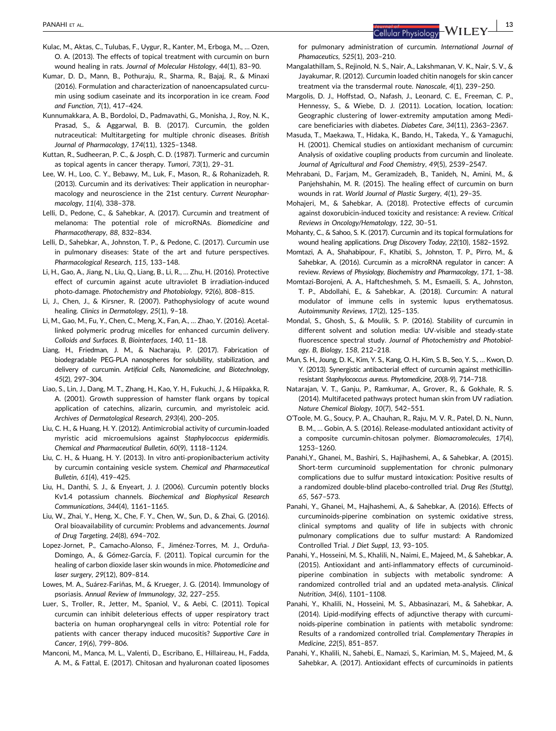Kulac, M., Aktas, C., Tulubas, F., Uygur, R., Kanter, M., Erboga, M., … Ozen, O. A. (2013). The effects of topical treatment with curcumin on burn wound healing in rats. *Journal of Molecular Histology*, *44*(1), 83–90.

Kumar, D. D., Mann, B., Pothuraju, R., Sharma, R., Bajaj, R., & Minaxi (2016). Formulation and characterization of nanoencapsulated curcumin using sodium caseinate and its incorporation in ice cream. *Food and Function*, *7*(1), 417–424.

Kunnumakkara, A. B., Bordoloi, D., Padmavathi, G., Monisha, J., Roy, N. K., Prasad, S., & Aggarwal, B. B. (2017). Curcumin, the golden nutraceutical: Multitargeting for multiple chronic diseases. *British Journal of Pharmacology*, *174*(11), 1325–1348.

Kuttan, R., Sudheeran, P. C., & Josph, C. D. (1987). Turmeric and curcumin as topical agents in cancer therapy. *Tumori*, *73*(1), 29–31.

Lee, W. H., Loo, C. Y., Bebawy, M., Luk, F., Mason, R., & Rohanizadeh, R. (2013). Curcumin and its derivatives: Their application in neuropharmacology and neuroscience in the 21st century. *Current Neuropharmacology*, *11*(4), 338–378.

Lelli, D., Pedone, C., & Sahebkar, A. (2017). Curcumin and treatment of melanoma: The potential role of microRNAs. *Biomedicine and Pharmacotherapy*, *88*, 832–834.

Lelli, D., Sahebkar, A., Johnston, T. P., & Pedone, C. (2017). Curcumin use in pulmonary diseases: State of the art and future perspectives. *Pharmacological Research*, *115*, 133–148.

Li, H., Gao, A., Jiang, N., Liu, Q., Liang, B., Li, R., … Zhu, H. (2016). Protective effect of curcumin against acute ultraviolet B irradiation-induced photo-damage. *Photochemistry and Photobiology*, *92*(6), 808–815.

Li, J., Chen, J., & Kirsner, R. (2007). Pathophysiology of acute wound healing. *Clinics in Dermatology*, *25*(1), 9–18.

Li, M., Gao, M., Fu, Y., Chen, C., Meng, X., Fan, A., … Zhao, Y. (2016). Acetal-linked polymeric prodrug micelles for enhanced curcumin delivery. *Colloids and Surfaces. B, Biointerfaces*, *140*, 11–18.

Liang, H., Friedman, J. M., & Nacharaju, P. (2017). Fabrication of biodegradable PEG-PLA nanospheres for solubility, stabilization, and delivery of curcumin. *Artificial Cells, Nanomedicine, and Biotechnology*, *45*(2), 297–304.

Liao, S., Lin, J., Dang, M. T., Zhang, H., Kao, Y. H., Fukuchi, J., & Hiipakka, R. A. (2001). Growth suppression of hamster flank organs by topical application of catechins, alizarin, curcumin, and myristoleic acid. *Archives of Dermatological Research*, *293*(4), 200–205.

Liu, C. H., & Huang, H. Y. (2012). Antimicrobial activity of curcumin-loaded myristic acid microemulsions against *Staphylococcus epidermidis*. *Chemical and Pharmaceutical Bulletin*, *60*(9), 1118–1124.

Liu, C. H., & Huang, H. Y. (2013). In vitro anti-propionibacterium activity by curcumin containing vesicle system. *Chemical and Pharmaceutical Bulletin*, *61*(4), 419–425.

Liu, H., Danthi, S. J., & Enyeart, J. J. (2006). Curcumin potently blocks Kv1.4 potassium channels. *Biochemical and Biophysical Research Communications*, *344*(4), 1161–1165.

Liu, W., Zhai, Y., Heng, X., Che, F. Y., Chen, W., Sun, D., & Zhai, G. (2016). Oral bioavailability of curcumin: Problems and advancements. *Journal of Drug Targeting*, *24*(8), 694–702.

Lopez-Jornet, P., Camacho-Alonso, F., Jiménez-Torres, M. J., Orduña-Domingo, A., & Gómez-García, F. (2011). Topical curcumin for the healing of carbon dioxide laser skin wounds in mice. *Photomedicine and laser surgery*, *29*(12), 809–814.

Lowes, M. A., Suárez-Fariñas, M., & Krueger, J. G. (2014). Immunology of psoriasis. *Annual Review of Immunology*, *32*, 227–255.

Luer, S., Troller, R., Jetter, M., Spaniol, V., & Aebi, C. (2011). Topical curcumin can inhibit deleterious effects of upper respiratory tract bacteria on human oropharyngeal cells in vitro: Potential role for patients with cancer therapy induced mucositis? *Supportive Care in Cancer*, *19*(6), 799–806.

Manconi, M., Manca, M. L., Valenti, D., Escribano, E., Hillaireau, H., Fadda, A. M., & Fattal, E. (2017). Chitosan and hyaluronan coated liposomes for pulmonary administration of curcumin. *International Journal of Phamaceutics*, *525*(1), 203–210.

Mangalathillam, S., Rejinold, N. S., Nair, A., Lakshmanan, V. K., Nair, S. V., & Jayakumar, R. (2012). Curcumin loaded chitin nanogels for skin cancer treatment via the transdermal route. *Nanoscale*, *4*(1), 239–250.

Margolis, D. J., Hoffstad, O., Nafash, J., Leonard, C. E., Freeman, C. P., Hennessy, S., & Wiebe, D. J. (2011). Location, location, location: Geographic clustering of lower-extremity amputation among Medicare beneficiaries with diabetes. *Diabetes Care*, *34*(11), 2363–2367.

Masuda, T., Maekawa, T., Hidaka, K., Bando, H., Takeda, Y., & Yamaguchi, H. (2001). Chemical studies on antioxidant mechanism of curcumin: Analysis of oxidative coupling products from curcumin and linoleate. *Journal of Agricultural and Food Chemistry*, *49*(5), 2539–2547.

Mehrabani, D., Farjam, M., Geramizadeh, B., Tanideh, N., Amini, M., & Panjehshahin, M. R. (2015). The healing effect of curcumin on burn wounds in rat. *World Journal of Plastic Surgery*, *4*(1), 29–35.

Mohajeri, M., & Sahebkar, A. (2018). Protective effects of curcumin against doxorubicin-induced toxicity and resistance: A review. *Critical Reviews in Oncology/Hematology*, *122*, 30–51.

Mohanty, C., & Sahoo, S. K. (2017). Curcumin and its topical formulations for wound healing applications. *Drug Discovery Today*, *22*(10), 1582–1592.

Momtazi, A. A., Shahabipour, F., Khatibi, S., Johnston, T. P., Pirro, M., & Sahebkar, A. (2016). Curcumin as a microRNA regulator in cancer: A review. *Reviews of Physiology, Biochemistry and Pharmacology*, *171*, 1–38.

Momtazi-Borojeni, A. A., Haftcheshmeh, S. M., Esmaeili, S. A., Johnston, T. P., Abdollahi, E., & Sahebkar, A. (2018). Curcumin: A natural modulator of immune cells in systemic lupus erythematosus. *Autoimmunity Reviews*, *17*(2), 125–135.

Mondal, S., Ghosh, S., & Moulik, S. P. (2016). Stability of curcumin in different solvent and solution media: UV-visible and steady-state fluorescence spectral study. *Journal of Photochemistry and Photobiology. B, Biology*, *158*, 212–218.

Mun, S. H., Joung, D. K., Kim, Y. S., Kang, O. H., Kim, S. B., Seo, Y. S., … Kwon, D. Y. (2013). Synergistic antibacterial effect of curcumin against methicillin-resistant *Staphylococcus aureus*. *Phytomedicine*, *20*(8-9), 714–718.

Natarajan, V. T., Ganju, P., Ramkumar, A., Grover, R., & Gokhale, R. S. (2014). Multifaceted pathways protect human skin from UV radiation. *Nature Chemical Biology*, *10*(7), 542–551.

O'Toole, M. G., Soucy, P. A., Chauhan, R., Raju, M. V. R., Patel, D. N., Nunn, B. M., … Gobin, A. S. (2016). Release-modulated antioxidant activity of a composite curcumin-chitosan polymer. *Biomacromolecules*, *17*(4), 1253–1260.

Panahi,Y., Ghanei, M., Bashiri, S., Hajihashemi, A., & Sahebkar, A. (2015). Short-term curcuminoid supplementation for chronic pulmonary complications due to sulfur mustard intoxication: Positive results of a randomized double-blind placebo-controlled trial. *Drug Res (Stuttg)*, *65*, 567–573.

Panahi, Y., Ghanei, M., Hajhashemi, A., & Sahebkar, A. (2016). Effects of curcuminoids-piperine combination on systemic oxidative stress, clinical symptoms and quality of life in subjects with chronic pulmonary complications due to sulfur mustard: A Randomized Controlled Trial. *J Diet Suppl*, *13*, 93–105.

Panahi, Y., Hosseini, M. S., Khalili, N., Naimi, E., Majeed, M., & Sahebkar, A. (2015). Antioxidant and anti-inflammatory effects of curcuminoid-piperine combination in subjects with metabolic syndrome: A randomized controlled trial and an updated meta-analysis. *Clinical Nutrition*, *34*(6), 1101–1108.

Panahi, Y., Khalili, N., Hosseini, M. S., Abbasinazari, M., & Sahebkar, A. (2014). Lipid-modifying effects of adjunctive therapy with curcuminoids-piperine combination in patients with metabolic syndrome: Results of a randomized controlled trial. *Complementary Therapies in Medicine*, *22*(5), 851–857.

Panahi, Y., Khalili, N., Sahebi, E., Namazi, S., Karimian, M. S., Majeed, M., & Sahebkar, A. (2017). Antioxidant effects of curcuminoids in patients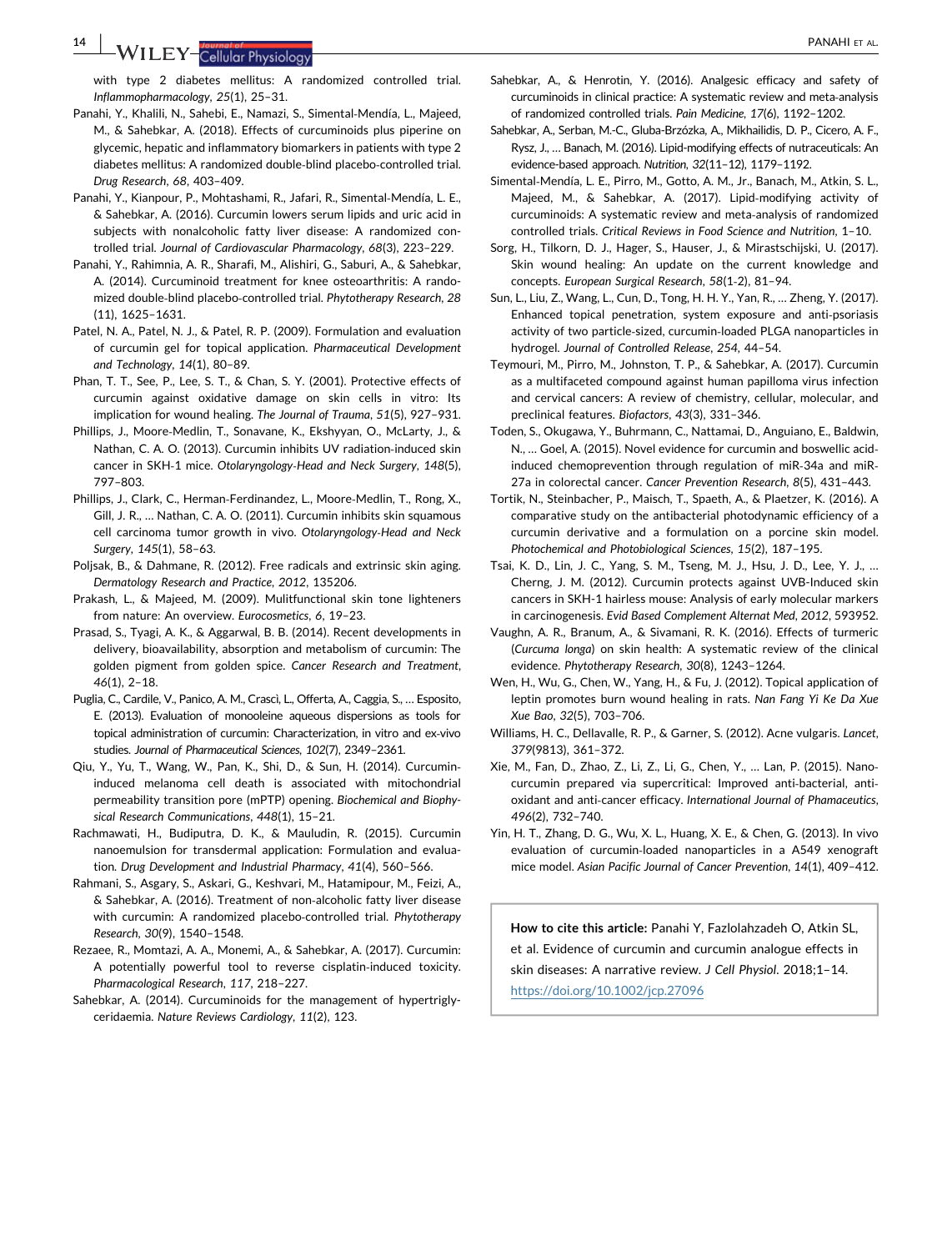with type 2 diabetes mellitus: A randomized controlled trial. *Inflammopharmacology*, *25*(1), 25–31.

Panahi, Y., Khalili, N., Sahebi, E., Namazi, S., Simental-Mendía, L., Majeed, M., & Sahebkar, A. (2018). Effects of curcuminoids plus piperine on glycemic, hepatic and inflammatory biomarkers in patients with type 2 diabetes mellitus: A randomized double-blind placebo-controlled trial. *Drug Research*, *68*, 403–409.

Panahi, Y., Kianpour, P., Mohtashami, R., Jafari, R., Simental-Mendía, L. E., & Sahebkar, A. (2016). Curcumin lowers serum lipids and uric acid in subjects with nonalcoholic fatty liver disease: A randomized controlled trial. *Journal of Cardiovascular Pharmacology*, *68*(3), 223–229.

Panahi, Y., Rahimnia, A. R., Sharafi, M., Alishiri, G., Saburi, A., & Sahebkar, A. (2014). Curcuminoid treatment for knee osteoarthritis: A randomized double-blind placebo-controlled trial. *Phytotherapy Research*, *28*(11), 1625–1631.

Patel, N. A., Patel, N. J., & Patel, R. P. (2009). Formulation and evaluation of curcumin gel for topical application. *Pharmaceutical Development and Technology*, *14*(1), 80–89.

Phan, T. T., See, P., Lee, S. T., & Chan, S. Y. (2001). Protective effects of curcumin against oxidative damage on skin cells in vitro: Its implication for wound healing. *The Journal of Trauma*, *51*(5), 927–931.

Phillips, J., Moore-Medlin, T., Sonavane, K., Ekshyyan, O., McLarty, J., & Nathan, C. A. O. (2013). Curcumin inhibits UV radiation-induced skin cancer in SKH-1 mice. *Otolaryngology-Head and Neck Surgery*, *148*(5), 797–803.

Phillips, J., Clark, C., Herman-Ferdinandez, L., Moore-Medlin, T., Rong, X., Gill, J. R., … Nathan, C. A. O. (2011). Curcumin inhibits skin squamous cell carcinoma tumor growth in vivo. *Otolaryngology-Head and Neck Surgery*, *145*(1), 58–63.

Poljsak, B., & Dahmane, R. (2012). Free radicals and extrinsic skin aging. *Dermatology Research and Practice*, *2012*, 135206.

Prakash, L., & Majeed, M. (2009). Mulitfunctional skin tone lighteners from nature: An overview. *Eurocosmetics*, *6*, 19–23.

Prasad, S., Tyagi, A. K., & Aggarwal, B. B. (2014). Recent developments in delivery, bioavailability, absorption and metabolism of curcumin: The golden pigment from golden spice. *Cancer Research and Treatment*, *46*(1), 2–18.

Puglia, C., Cardile, V., Panico, A. M., Crascì, L., Offerta, A., Caggia, S., … Esposito, E. (2013). Evaluation of monooleine aqueous dispersions as tools for topical administration of curcumin: Characterization, in vitro and ex-vivo studies. *Journal of Pharmaceutical Sciences*, *102*(7), 2349–2361.

Qiu, Y., Yu, T., Wang, W., Pan, K., Shi, D., & Sun, H. (2014). Curcumin-induced melanoma cell death is associated with mitochondrial permeability transition pore (mPTP) opening. *Biochemical and Biophysical Research Communications*, *448*(1), 15–21.

Rachmawati, H., Budiputra, D. K., & Mauludin, R. (2015). Curcumin nanoemulsion for transdermal application: Formulation and evaluation. *Drug Development and Industrial Pharmacy*, *41*(4), 560–566.

Rahmani, S., Asgary, S., Askari, G., Keshvari, M., Hatamipour, M., Feizi, A., & Sahebkar, A. (2016). Treatment of non-alcoholic fatty liver disease with curcumin: A randomized placebo-controlled trial. *Phytotherapy Research*, *30*(9), 1540–1548.

Rezaee, R., Momtazi, A. A., Monemi, A., & Sahebkar, A. (2017). Curcumin: A potentially powerful tool to reverse cisplatin-induced toxicity. *Pharmacological Research*, *117*, 218–227.

Sahebkar, A. (2014). Curcuminoids for the management of hypertriglyceridaemia. *Nature Reviews Cardiology*, *11*(2), 123.

Sahebkar, A., & Henrotin, Y. (2016). Analgesic efficacy and safety of curcuminoids in clinical practice: A systematic review and meta-analysis of randomized controlled trials. *Pain Medicine*, *17*(6), 1192–1202.

Sahebkar, A., Serban, M.-C., Gluba-Brzózka, A., Mikhailidis, D. P., Cicero, A. F., Rysz, J., … Banach, M. (2016). Lipid-modifying effects of nutraceuticals: An evidence-based approach. *Nutrition*, *32*(11–12), 1179–1192.

Simental-Mendía, L. E., Pirro, M., Gotto, A. M., Jr., Banach, M., Atkin, S. L., Majeed, M., & Sahebkar, A. (2017). Lipid-modifying activity of curcuminoids: A systematic review and meta-analysis of randomized controlled trials. *Critical Reviews in Food Science and Nutrition*, 1–10.

Sorg, H., Tilkorn, D. J., Hager, S., Hauser, J., & Mirastschijski, U. (2017). Skin wound healing: An update on the current knowledge and concepts. *European Surgical Research*, *58*(1-2), 81–94.

Sun, L., Liu, Z., Wang, L., Cun, D., Tong, H. H. Y., Yan, R., … Zheng, Y. (2017). Enhanced topical penetration, system exposure and anti-psoriasis activity of two particle-sized, curcumin-loaded PLGA nanoparticles in hydrogel. *Journal of Controlled Release*, *254*, 44–54.

Teymouri, M., Pirro, M., Johnston, T. P., & Sahebkar, A. (2017). Curcumin as a multifaceted compound against human papilloma virus infection and cervical cancers: A review of chemistry, cellular, molecular, and preclinical features. *Biofactors*, *43*(3), 331–346.

Toden, S., Okugawa, Y., Buhrmann, C., Nattamai, D., Anguiano, E., Baldwin, N., … Goel, A. (2015). Novel evidence for curcumin and boswellic acid-induced chemoprevention through regulation of miR-34a and miR-27a in colorectal cancer. *Cancer Prevention Research*, *8*(5), 431–443.

Tortik, N., Steinbacher, P., Maisch, T., Spaeth, A., & Plaetzer, K. (2016). A comparative study on the antibacterial photodynamic efficiency of a curcumin derivative and a formulation on a porcine skin model. *Photochemical and Photobiological Sciences*, *15*(2), 187–195.

Tsai, K. D., Lin, J. C., Yang, S. M., Tseng, M. J., Hsu, J. D., Lee, Y. J., … Cherng, J. M. (2012). Curcumin protects against UVB-Induced skin cancers in SKH-1 hairless mouse: Analysis of early molecular markers in carcinogenesis. *Evid Based Complement Alternat Med*, *2012*, 593952.

Vaughn, A. R., Branum, A., & Sivamani, R. K. (2016). Effects of turmeric (*Curcuma longa*) on skin health: A systematic review of the clinical evidence. *Phytotherapy Research*, *30*(8), 1243–1264.

Wen, H., Wu, G., Chen, W., Yang, H., & Fu, J. (2012). Topical application of leptin promotes burn wound healing in rats. *Nan Fang Yi Ke Da Xue Xue Bao*, *32*(5), 703–706.

Williams, H. C., Dellavalle, R. P., & Garner, S. (2012). Acne vulgaris. *Lancet*, *379*(9813), 361–372.

Xie, M., Fan, D., Zhao, Z., Li, Z., Li, G., Chen, Y., … Lan, P. (2015). Nano-curcumin prepared via supercritical: Improved anti-bacterial, anti-oxidant and anti-cancer efficacy. *International Journal of Phamaceutics*, *496*(2), 732–740.

Yin, H. T., Zhang, D. G., Wu, X. L., Huang, X. E., & Chen, G. (2013). In vivo evaluation of curcumin-loaded nanoparticles in a A549 xenograft mice model. *Asian Pacific Journal of Cancer Prevention*, *14*(1), 409–412.

**How to cite this article:** Panahi Y, Fazlolahzadeh O, Atkin SL, et al. Evidence of curcumin and curcumin analogue effects in skin diseases: A narrative review. *J Cell Physiol*. 2018;1–14. https://doi.org/10.1002/jcp.27096